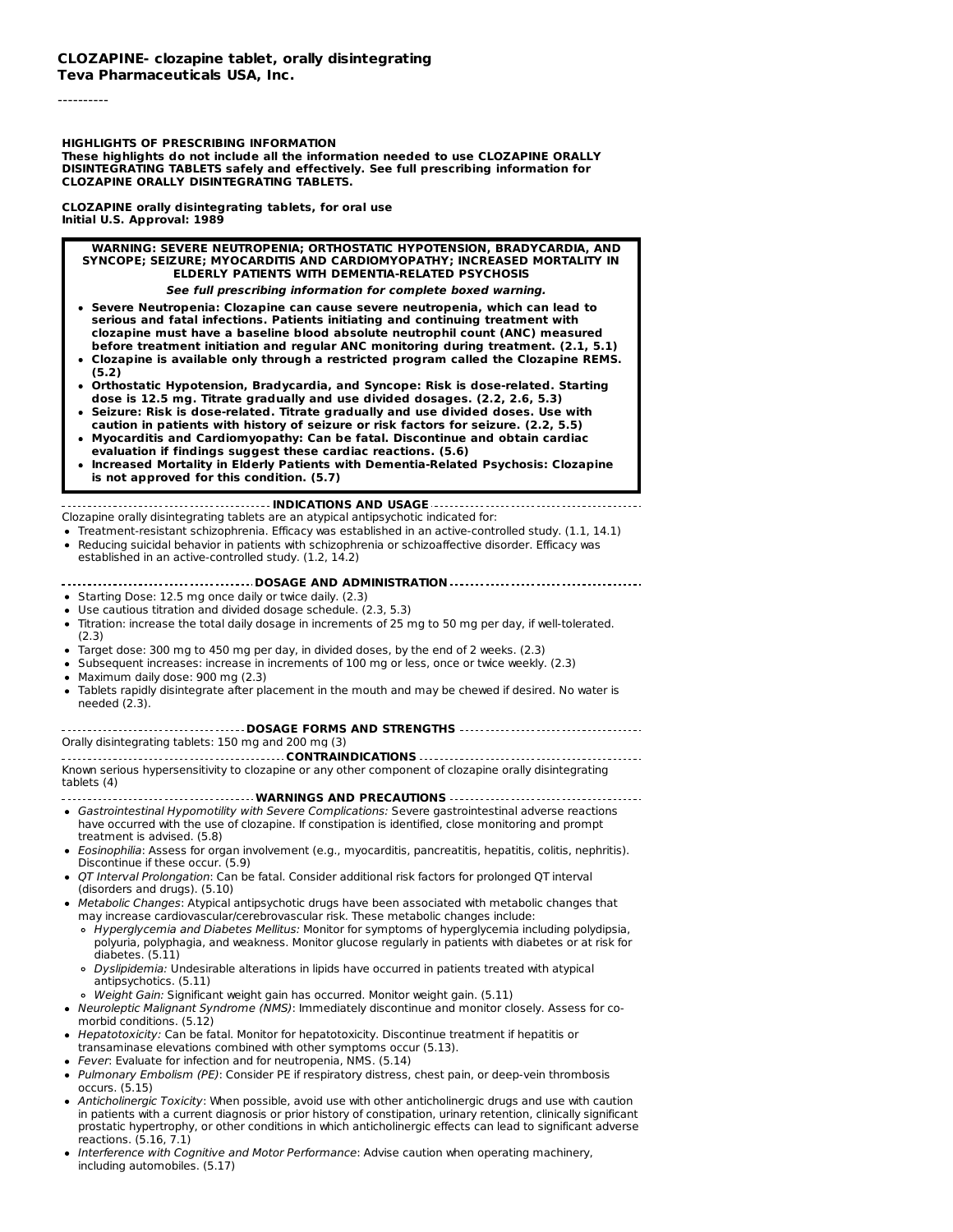**CLOZAPINE- clozapine tablet, orally disintegrating**
**Teva Pharmaceuticals USA, Inc.**

----------

**HIGHLIGHTS OF PRESCRIBING INFORMATION**
**These highlights do not include all the information needed to use CLOZAPINE ORALLY DISINTEGRATING TABLETS safely and effectively. See full prescribing information for CLOZAPINE ORALLY DISINTEGRATING TABLETS.**

**CLOZAPINE orally disintegrating tablets, for oral use**
**Initial U.S. Approval: 1989**

**WARNING: SEVERE NEUTROPENIA; ORTHOSTATIC HYPOTENSION, BRADYCARDIA, AND SYNCOPE; SEIZURE; MYOCARDITIS AND CARDIOMYOPATHY; INCREASED MORTALITY IN ELDERLY PATIENTS WITH DEMENTIA-RELATED PSYCHOSIS**

***See full prescribing information for complete boxed warning.***

- **Severe Neutropenia: Clozapine can cause severe neutropenia, which can lead to serious and fatal infections. Patients initiating and continuing treatment with clozapine must have a baseline blood absolute neutrophil count (ANC) measured before treatment initiation and regular ANC monitoring during treatment. (2.1, 5.1)**
- **Clozapine is available only through a restricted program called the Clozapine REMS. (5.2)**
- **Orthostatic Hypotension, Bradycardia, and Syncope: Risk is dose-related. Starting dose is 12.5 mg. Titrate gradually and use divided dosages. (2.2, 2.6, 5.3)**
- **Seizure: Risk is dose-related. Titrate gradually and use divided doses. Use with caution in patients with history of seizure or risk factors for seizure. (2.2, 5.5)**
- **Myocarditis and Cardiomyopathy: Can be fatal. Discontinue and obtain cardiac evaluation if findings suggest these cardiac reactions. (5.6)**
- **Increased Mortality in Elderly Patients with Dementia-Related Psychosis: Clozapine is not approved for this condition. (5.7)**

**INDICATIONS AND USAGE**

Clozapine orally disintegrating tablets are an atypical antipsychotic indicated for:

- Treatment-resistant schizophrenia. Efficacy was established in an active-controlled study. (1.1, 14.1)
- Reducing suicidal behavior in patients with schizophrenia or schizoaffective disorder. Efficacy was established in an active-controlled study. (1.2, 14.2)

**DOSAGE AND ADMINISTRATION**

- Starting Dose: 12.5 mg once daily or twice daily. (2.3)
- Use cautious titration and divided dosage schedule. (2.3, 5.3)
- Titration: increase the total daily dosage in increments of 25 mg to 50 mg per day, if well-tolerated. (2.3)
- Target dose: 300 mg to 450 mg per day, in divided doses, by the end of 2 weeks. (2.3)
- Subsequent increases: increase in increments of 100 mg or less, once or twice weekly. (2.3)
- Maximum daily dose: 900 mg (2.3)
- Tablets rapidly disintegrate after placement in the mouth and may be chewed if desired. No water is needed (2.3).

**DOSAGE FORMS AND STRENGTHS**

Orally disintegrating tablets: 150 mg and 200 mg (3)

**CONTRAINDICATIONS**

Known serious hypersensitivity to clozapine or any other component of clozapine orally disintegrating tablets (4)

**WARNINGS AND PRECAUTIONS**

- *Gastrointestinal Hypomotility with Severe Complications:* Severe gastrointestinal adverse reactions have occurred with the use of clozapine. If constipation is identified, close monitoring and prompt treatment is advised. (5.8)
- *Eosinophilia*: Assess for organ involvement (e.g., myocarditis, pancreatitis, hepatitis, colitis, nephritis). Discontinue if these occur. (5.9)
- *QT Interval Prolongation*: Can be fatal. Consider additional risk factors for prolonged QT interval (disorders and drugs). (5.10)
- *Metabolic Changes*: Atypical antipsychotic drugs have been associated with metabolic changes that may increase cardiovascular/cerebrovascular risk. These metabolic changes include:
  - *Hyperglycemia and Diabetes Mellitus:* Monitor for symptoms of hyperglycemia including polydipsia, polyuria, polyphagia, and weakness. Monitor glucose regularly in patients with diabetes or at risk for diabetes. (5.11)
  - *Dyslipidemia:* Undesirable alterations in lipids have occurred in patients treated with atypical antipsychotics. (5.11)
  - *Weight Gain:* Significant weight gain has occurred. Monitor weight gain. (5.11)
- *Neuroleptic Malignant Syndrome (NMS)*: Immediately discontinue and monitor closely. Assess for co-morbid conditions. (5.12)
- *Hepatotoxicity:* Can be fatal. Monitor for hepatotoxicity. Discontinue treatment if hepatitis or transaminase elevations combined with other symptoms occur (5.13).
- *Fever*: Evaluate for infection and for neutropenia, NMS. (5.14)
- *Pulmonary Embolism (PE)*: Consider PE if respiratory distress, chest pain, or deep-vein thrombosis occurs. (5.15)
- *Anticholinergic Toxicity*: When possible, avoid use with other anticholinergic drugs and use with caution in patients with a current diagnosis or prior history of constipation, urinary retention, clinically significant prostatic hypertrophy, or other conditions in which anticholinergic effects can lead to significant adverse reactions. (5.16, 7.1)
- *Interference with Cognitive and Motor Performance*: Advise caution when operating machinery, including automobiles. (5.17)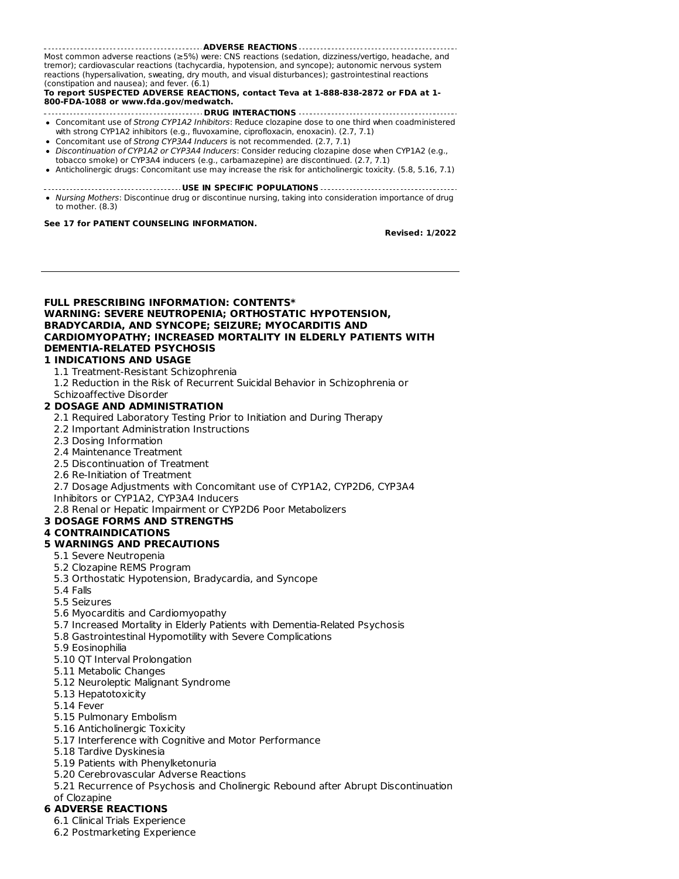## ADVERSE REACTIONS

Most common adverse reactions (≥5%) were: CNS reactions (sedation, dizziness/vertigo, headache, and tremor); cardiovascular reactions (tachycardia, hypotension, and syncope); autonomic nervous system reactions (hypersalivation, sweating, dry mouth, and visual disturbances); gastrointestinal reactions (constipation and nausea); and fever. (6.1)

**To report SUSPECTED ADVERSE REACTIONS, contact Teva at 1-888-838-2872 or FDA at 1-800-FDA-1088 or www.fda.gov/medwatch.**

## DRUG INTERACTIONS

- Concomitant use of *Strong CYP1A2 Inhibitors*: Reduce clozapine dose to one third when coadministered with strong CYP1A2 inhibitors (e.g., fluvoxamine, ciprofloxacin, enoxacin). (2.7, 7.1)
- Concomitant use of *Strong CYP3A4 Inducers* is not recommended. (2.7, 7.1)
- *Discontinuation of CYP1A2 or CYP3A4 Inducers*: Consider reducing clozapine dose when CYP1A2 (e.g., tobacco smoke) or CYP3A4 inducers (e.g., carbamazepine) are discontinued. (2.7, 7.1)
- Anticholinergic drugs: Concomitant use may increase the risk for anticholinergic toxicity. (5.8, 5.16, 7.1)

## USE IN SPECIFIC POPULATIONS

- *Nursing Mothers*: Discontinue drug or discontinue nursing, taking into consideration importance of drug to mother. (8.3)

**See 17 for PATIENT COUNSELING INFORMATION.**

**Revised: 1/2022**

---

**FULL PRESCRIBING INFORMATION: CONTENTS***

**WARNING: SEVERE NEUTROPENIA; ORTHOSTATIC HYPOTENSION, BRADYCARDIA, AND SYNCOPE; SEIZURE; MYOCARDITIS AND CARDIOMYOPATHY; INCREASED MORTALITY IN ELDERLY PATIENTS WITH DEMENTIA-RELATED PSYCHOSIS**

**1 INDICATIONS AND USAGE**
- 1.1 Treatment-Resistant Schizophrenia
- 1.2 Reduction in the Risk of Recurrent Suicidal Behavior in Schizophrenia or Schizoaffective Disorder

**2 DOSAGE AND ADMINISTRATION**
- 2.1 Required Laboratory Testing Prior to Initiation and During Therapy
- 2.2 Important Administration Instructions
- 2.3 Dosing Information
- 2.4 Maintenance Treatment
- 2.5 Discontinuation of Treatment
- 2.6 Re-Initiation of Treatment
- 2.7 Dosage Adjustments with Concomitant use of CYP1A2, CYP2D6, CYP3A4 Inhibitors or CYP1A2, CYP3A4 Inducers
- 2.8 Renal or Hepatic Impairment or CYP2D6 Poor Metabolizers

**3 DOSAGE FORMS AND STRENGTHS**

**4 CONTRAINDICATIONS**

**5 WARNINGS AND PRECAUTIONS**
- 5.1 Severe Neutropenia
- 5.2 Clozapine REMS Program
- 5.3 Orthostatic Hypotension, Bradycardia, and Syncope
- 5.4 Falls
- 5.5 Seizures
- 5.6 Myocarditis and Cardiomyopathy
- 5.7 Increased Mortality in Elderly Patients with Dementia-Related Psychosis
- 5.8 Gastrointestinal Hypomotility with Severe Complications
- 5.9 Eosinophilia
- 5.10 QT Interval Prolongation
- 5.11 Metabolic Changes
- 5.12 Neuroleptic Malignant Syndrome
- 5.13 Hepatotoxicity
- 5.14 Fever
- 5.15 Pulmonary Embolism
- 5.16 Anticholinergic Toxicity
- 5.17 Interference with Cognitive and Motor Performance
- 5.18 Tardive Dyskinesia
- 5.19 Patients with Phenylketonuria
- 5.20 Cerebrovascular Adverse Reactions
- 5.21 Recurrence of Psychosis and Cholinergic Rebound after Abrupt Discontinuation of Clozapine

**6 ADVERSE REACTIONS**
- 6.1 Clinical Trials Experience
- 6.2 Postmarketing Experience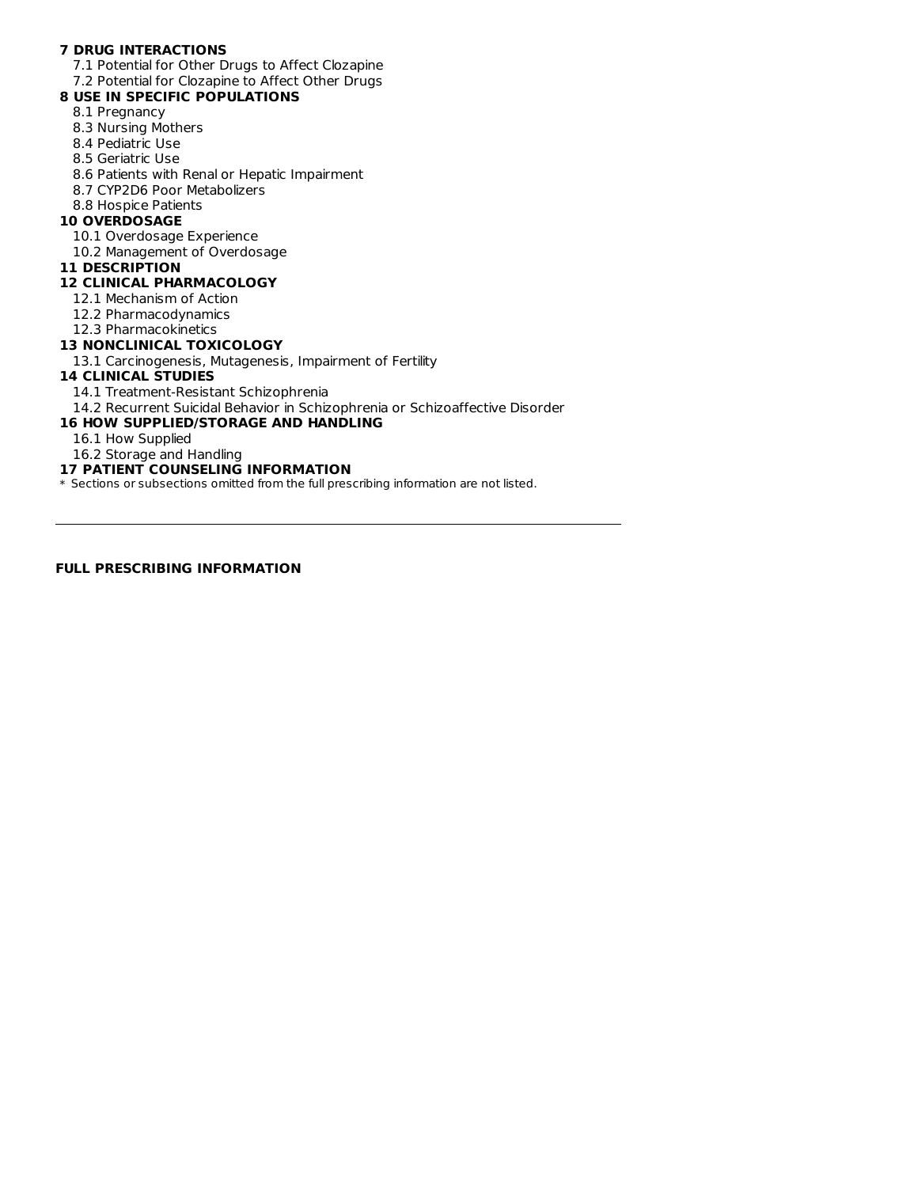**7 DRUG INTERACTIONS**

7.1 Potential for Other Drugs to Affect Clozapine

7.2 Potential for Clozapine to Affect Other Drugs

**8 USE IN SPECIFIC POPULATIONS**

8.1 Pregnancy

8.3 Nursing Mothers

8.4 Pediatric Use

8.5 Geriatric Use

8.6 Patients with Renal or Hepatic Impairment

8.7 CYP2D6 Poor Metabolizers

8.8 Hospice Patients

**10 OVERDOSAGE**

10.1 Overdosage Experience

10.2 Management of Overdosage

**11 DESCRIPTION**

**12 CLINICAL PHARMACOLOGY**

12.1 Mechanism of Action

12.2 Pharmacodynamics

12.3 Pharmacokinetics

**13 NONCLINICAL TOXICOLOGY**

13.1 Carcinogenesis, Mutagenesis, Impairment of Fertility

**14 CLINICAL STUDIES**

14.1 Treatment-Resistant Schizophrenia

14.2 Recurrent Suicidal Behavior in Schizophrenia or Schizoaffective Disorder

**16 HOW SUPPLIED/STORAGE AND HANDLING**

16.1 How Supplied

16.2 Storage and Handling

**17 PATIENT COUNSELING INFORMATION**

* Sections or subsections omitted from the full prescribing information are not listed.

---

**FULL PRESCRIBING INFORMATION**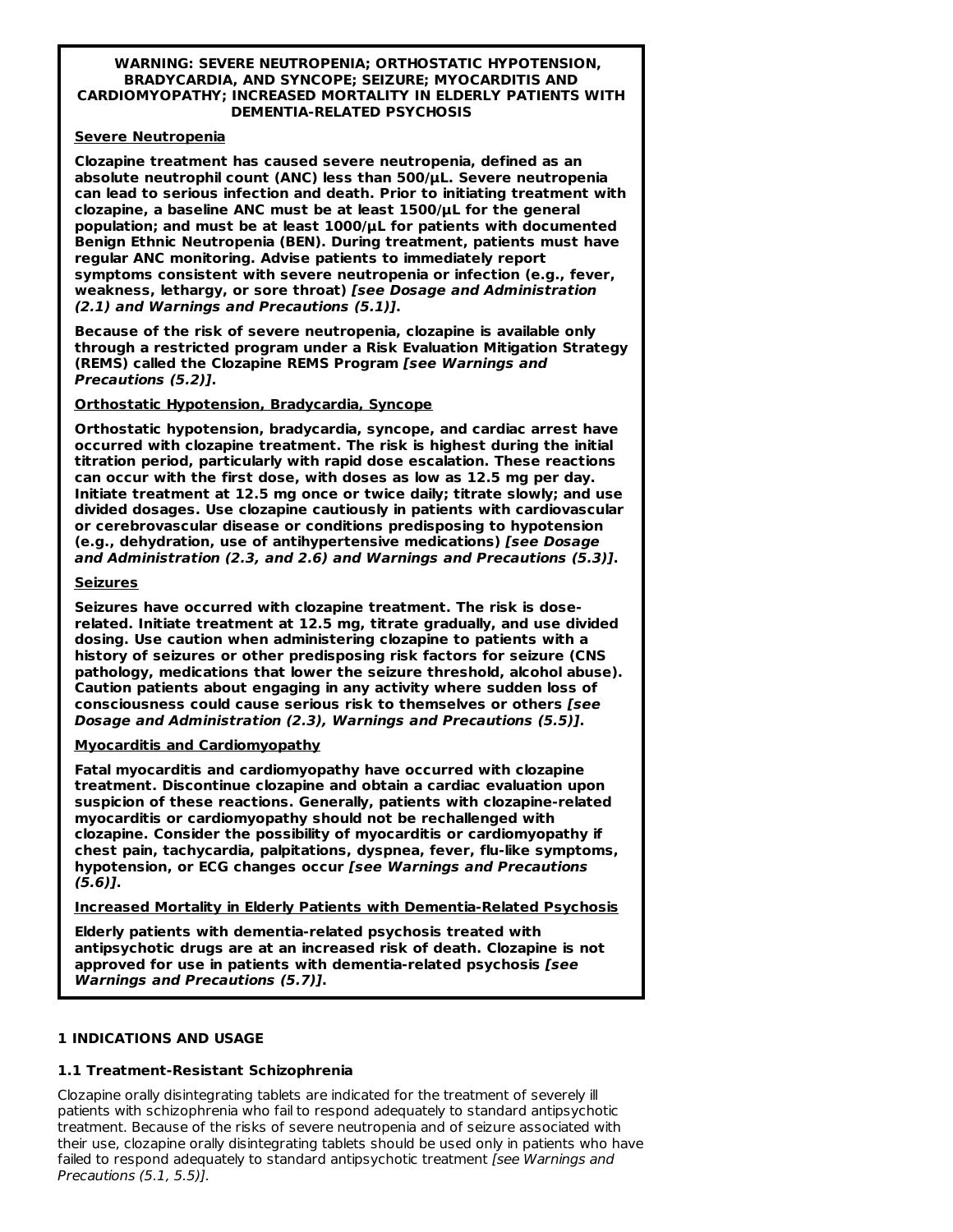**WARNING: SEVERE NEUTROPENIA; ORTHOSTATIC HYPOTENSION, BRADYCARDIA, AND SYNCOPE; SEIZURE; MYOCARDITIS AND CARDIOMYOPATHY; INCREASED MORTALITY IN ELDERLY PATIENTS WITH DEMENTIA-RELATED PSYCHOSIS**

**Severe Neutropenia**

**Clozapine treatment has caused severe neutropenia, defined as an absolute neutrophil count (ANC) less than 500/µL. Severe neutropenia can lead to serious infection and death. Prior to initiating treatment with clozapine, a baseline ANC must be at least 1500/µL for the general population; and must be at least 1000/µL for patients with documented Benign Ethnic Neutropenia (BEN). During treatment, patients must have regular ANC monitoring. Advise patients to immediately report symptoms consistent with severe neutropenia or infection (e.g., fever, weakness, lethargy, or sore throat) *[see Dosage and Administration (2.1) and Warnings and Precautions (5.1)]*.**

**Because of the risk of severe neutropenia, clozapine is available only through a restricted program under a Risk Evaluation Mitigation Strategy (REMS) called the Clozapine REMS Program *[see Warnings and Precautions (5.2)]*.**

**Orthostatic Hypotension, Bradycardia, Syncope**

**Orthostatic hypotension, bradycardia, syncope, and cardiac arrest have occurred with clozapine treatment. The risk is highest during the initial titration period, particularly with rapid dose escalation. These reactions can occur with the first dose, with doses as low as 12.5 mg per day. Initiate treatment at 12.5 mg once or twice daily; titrate slowly; and use divided dosages. Use clozapine cautiously in patients with cardiovascular or cerebrovascular disease or conditions predisposing to hypotension (e.g., dehydration, use of antihypertensive medications) *[see Dosage and Administration (2.3, and 2.6) and Warnings and Precautions (5.3)]*.**

**Seizures**

**Seizures have occurred with clozapine treatment. The risk is dose-related. Initiate treatment at 12.5 mg, titrate gradually, and use divided dosing. Use caution when administering clozapine to patients with a history of seizures or other predisposing risk factors for seizure (CNS pathology, medications that lower the seizure threshold, alcohol abuse). Caution patients about engaging in any activity where sudden loss of consciousness could cause serious risk to themselves or others *[see Dosage and Administration (2.3), Warnings and Precautions (5.5)]*.**

**Myocarditis and Cardiomyopathy**

**Fatal myocarditis and cardiomyopathy have occurred with clozapine treatment. Discontinue clozapine and obtain a cardiac evaluation upon suspicion of these reactions. Generally, patients with clozapine-related myocarditis or cardiomyopathy should not be rechallenged with clozapine. Consider the possibility of myocarditis or cardiomyopathy if chest pain, tachycardia, palpitations, dyspnea, fever, flu-like symptoms, hypotension, or ECG changes occur *[see Warnings and Precautions (5.6)]*.**

**Increased Mortality in Elderly Patients with Dementia-Related Psychosis**

**Elderly patients with dementia-related psychosis treated with antipsychotic drugs are at an increased risk of death. Clozapine is not approved for use in patients with dementia-related psychosis *[see Warnings and Precautions (5.7)]*.**

## 1 INDICATIONS AND USAGE

### 1.1 Treatment-Resistant Schizophrenia

Clozapine orally disintegrating tablets are indicated for the treatment of severely ill patients with schizophrenia who fail to respond adequately to standard antipsychotic treatment. Because of the risks of severe neutropenia and of seizure associated with their use, clozapine orally disintegrating tablets should be used only in patients who have failed to respond adequately to standard antipsychotic treatment *[see Warnings and Precautions (5.1, 5.5)]*.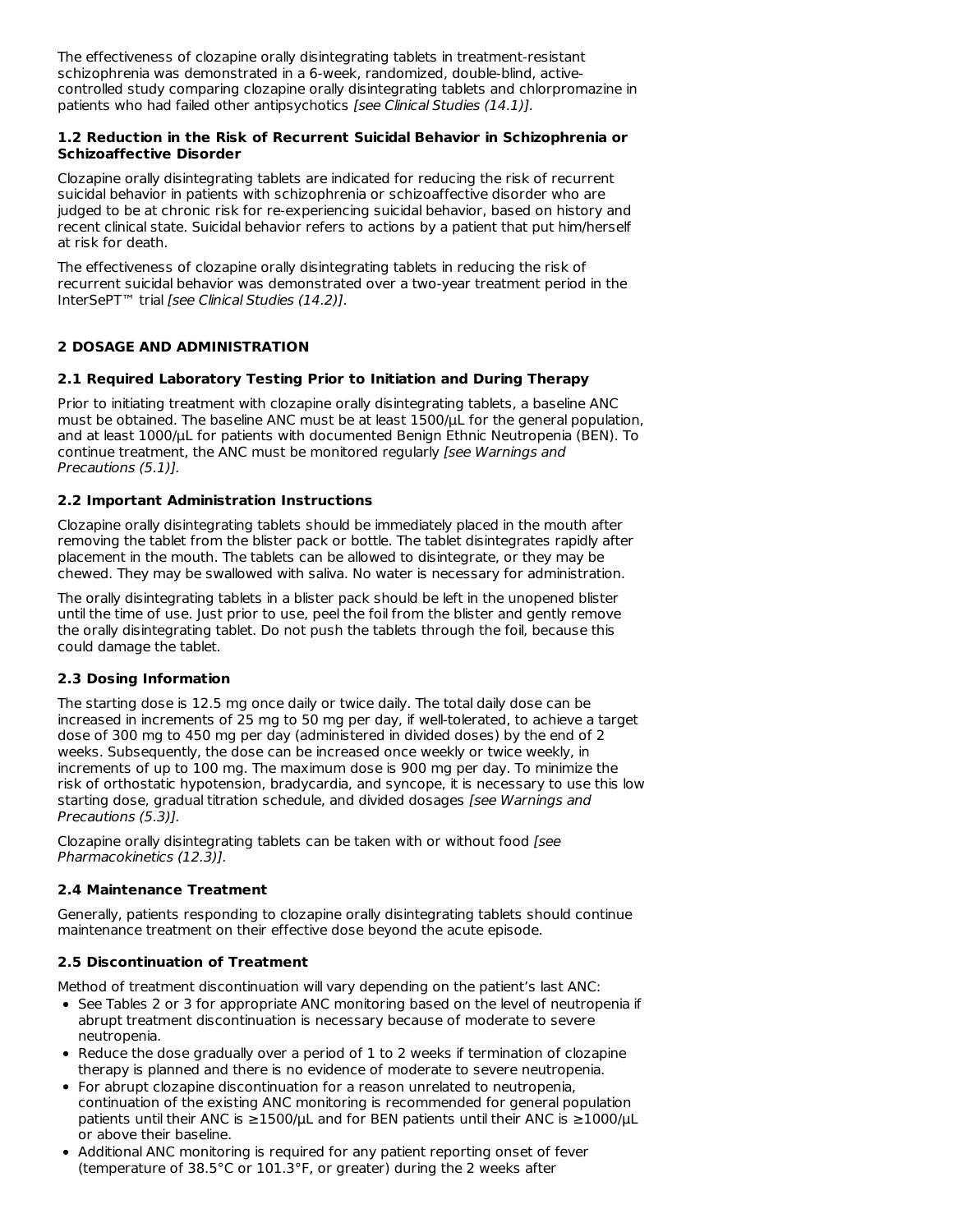The effectiveness of clozapine orally disintegrating tablets in treatment-resistant schizophrenia was demonstrated in a 6-week, randomized, double-blind, active-controlled study comparing clozapine orally disintegrating tablets and chlorpromazine in patients who had failed other antipsychotics *[see Clinical Studies (14.1)]*.

### 1.2 Reduction in the Risk of Recurrent Suicidal Behavior in Schizophrenia or Schizoaffective Disorder

Clozapine orally disintegrating tablets are indicated for reducing the risk of recurrent suicidal behavior in patients with schizophrenia or schizoaffective disorder who are judged to be at chronic risk for re-experiencing suicidal behavior, based on history and recent clinical state. Suicidal behavior refers to actions by a patient that put him/herself at risk for death.

The effectiveness of clozapine orally disintegrating tablets in reducing the risk of recurrent suicidal behavior was demonstrated over a two-year treatment period in the InterSePT™ trial *[see Clinical Studies (14.2)]*.

## 2 DOSAGE AND ADMINISTRATION

### 2.1 Required Laboratory Testing Prior to Initiation and During Therapy

Prior to initiating treatment with clozapine orally disintegrating tablets, a baseline ANC must be obtained. The baseline ANC must be at least 1500/µL for the general population, and at least 1000/µL for patients with documented Benign Ethnic Neutropenia (BEN). To continue treatment, the ANC must be monitored regularly *[see Warnings and Precautions (5.1)]*.

### 2.2 Important Administration Instructions

Clozapine orally disintegrating tablets should be immediately placed in the mouth after removing the tablet from the blister pack or bottle. The tablet disintegrates rapidly after placement in the mouth. The tablets can be allowed to disintegrate, or they may be chewed. They may be swallowed with saliva. No water is necessary for administration.

The orally disintegrating tablets in a blister pack should be left in the unopened blister until the time of use. Just prior to use, peel the foil from the blister and gently remove the orally disintegrating tablet. Do not push the tablets through the foil, because this could damage the tablet.

### 2.3 Dosing Information

The starting dose is 12.5 mg once daily or twice daily. The total daily dose can be increased in increments of 25 mg to 50 mg per day, if well-tolerated, to achieve a target dose of 300 mg to 450 mg per day (administered in divided doses) by the end of 2 weeks. Subsequently, the dose can be increased once weekly or twice weekly, in increments of up to 100 mg. The maximum dose is 900 mg per day. To minimize the risk of orthostatic hypotension, bradycardia, and syncope, it is necessary to use this low starting dose, gradual titration schedule, and divided dosages *[see Warnings and Precautions (5.3)]*.

Clozapine orally disintegrating tablets can be taken with or without food *[see Pharmacokinetics (12.3)]*.

### 2.4 Maintenance Treatment

Generally, patients responding to clozapine orally disintegrating tablets should continue maintenance treatment on their effective dose beyond the acute episode.

### 2.5 Discontinuation of Treatment

Method of treatment discontinuation will vary depending on the patient's last ANC:

- See Tables 2 or 3 for appropriate ANC monitoring based on the level of neutropenia if abrupt treatment discontinuation is necessary because of moderate to severe neutropenia.
- Reduce the dose gradually over a period of 1 to 2 weeks if termination of clozapine therapy is planned and there is no evidence of moderate to severe neutropenia.
- For abrupt clozapine discontinuation for a reason unrelated to neutropenia, continuation of the existing ANC monitoring is recommended for general population patients until their ANC is ≥1500/µL and for BEN patients until their ANC is ≥1000/µL or above their baseline.
- Additional ANC monitoring is required for any patient reporting onset of fever (temperature of 38.5°C or 101.3°F, or greater) during the 2 weeks after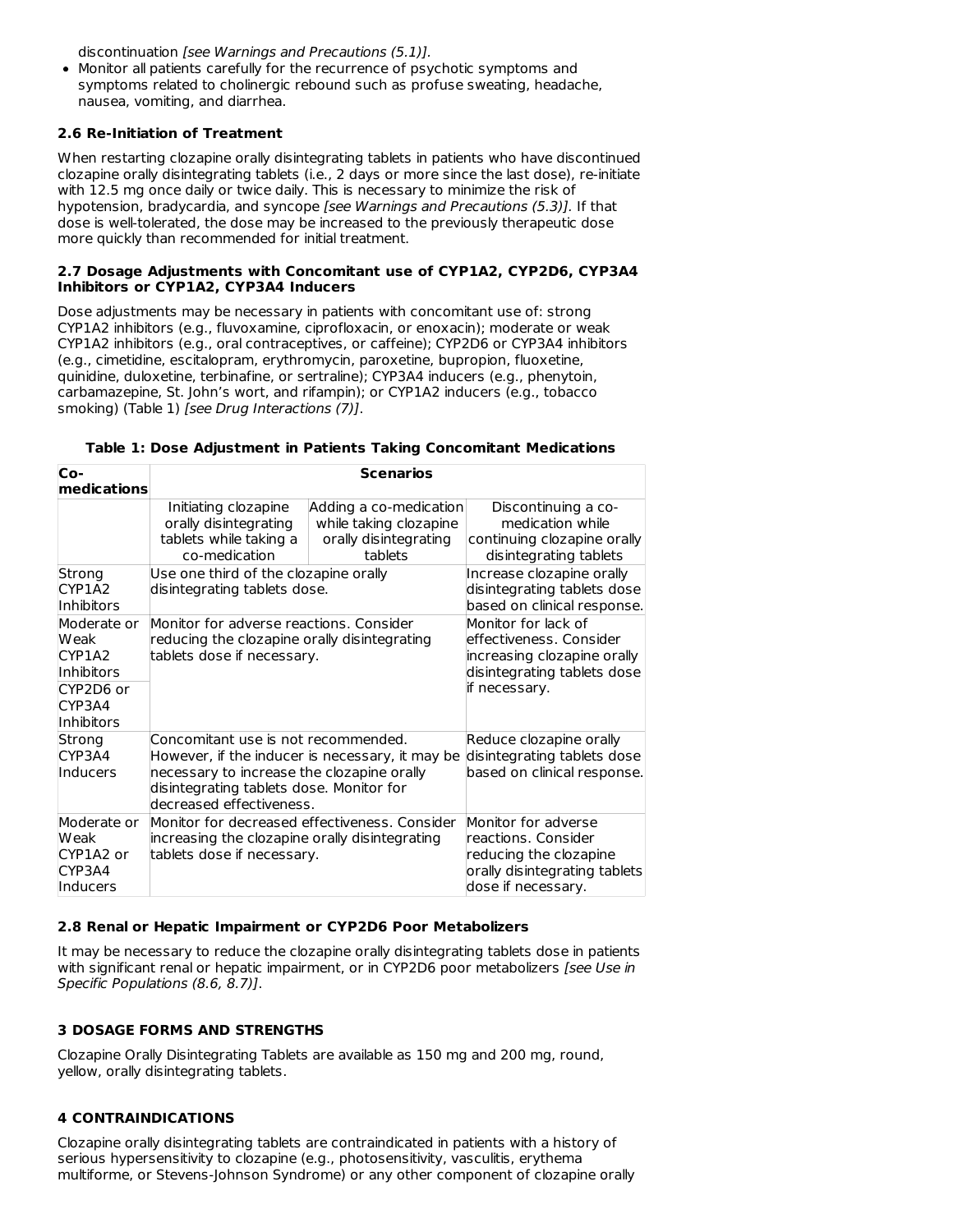discontinuation *[see Warnings and Precautions (5.1)]*.

- Monitor all patients carefully for the recurrence of psychotic symptoms and symptoms related to cholinergic rebound such as profuse sweating, headache, nausea, vomiting, and diarrhea.

### 2.6 Re-Initiation of Treatment

When restarting clozapine orally disintegrating tablets in patients who have discontinued clozapine orally disintegrating tablets (i.e., 2 days or more since the last dose), re-initiate with 12.5 mg once daily or twice daily. This is necessary to minimize the risk of hypotension, bradycardia, and syncope *[see Warnings and Precautions (5.3)]*. If that dose is well-tolerated, the dose may be increased to the previously therapeutic dose more quickly than recommended for initial treatment.

### 2.7 Dosage Adjustments with Concomitant use of CYP1A2, CYP2D6, CYP3A4 Inhibitors or CYP1A2, CYP3A4 Inducers

Dose adjustments may be necessary in patients with concomitant use of: strong CYP1A2 inhibitors (e.g., fluvoxamine, ciprofloxacin, or enoxacin); moderate or weak CYP1A2 inhibitors (e.g., oral contraceptives, or caffeine); CYP2D6 or CYP3A4 inhibitors (e.g., cimetidine, escitalopram, erythromycin, paroxetine, bupropion, fluoxetine, quinidine, duloxetine, terbinafine, or sertraline); CYP3A4 inducers (e.g., phenytoin, carbamazepine, St. John's wort, and rifampin); or CYP1A2 inducers (e.g., tobacco smoking) (Table 1) *[see Drug Interactions (7)]*.

**Table 1: Dose Adjustment in Patients Taking Concomitant Medications**

| Co-medications | Scenarios | | |
|---|---|---|---|
| | Initiating clozapine orally disintegrating tablets while taking a co-medication | Adding a co-medication while taking clozapine orally disintegrating tablets | Discontinuing a co-medication while continuing clozapine orally disintegrating tablets |
| Strong CYP1A2 Inhibitors | Use one third of the clozapine orally disintegrating tablets dose. | | Increase clozapine orally disintegrating tablets dose based on clinical response. |
| Moderate or Weak CYP1A2 Inhibitors | Monitor for adverse reactions. Consider reducing the clozapine orally disintegrating tablets dose if necessary. | | Monitor for lack of effectiveness. Consider increasing clozapine orally disintegrating tablets dose if necessary. |
| CYP2D6 or CYP3A4 Inhibitors | | | |
| Strong CYP3A4 Inducers | Concomitant use is not recommended. However, if the inducer is necessary, it may be necessary to increase the clozapine orally disintegrating tablets dose. Monitor for decreased effectiveness. | | Reduce clozapine orally disintegrating tablets dose based on clinical response. |
| Moderate or Weak CYP1A2 or CYP3A4 Inducers | Monitor for decreased effectiveness. Consider increasing the clozapine orally disintegrating tablets dose if necessary. | | Monitor for adverse reactions. Consider reducing the clozapine orally disintegrating tablets dose if necessary. |

### 2.8 Renal or Hepatic Impairment or CYP2D6 Poor Metabolizers

It may be necessary to reduce the clozapine orally disintegrating tablets dose in patients with significant renal or hepatic impairment, or in CYP2D6 poor metabolizers *[see Use in Specific Populations (8.6, 8.7)]*.

## 3 DOSAGE FORMS AND STRENGTHS

Clozapine Orally Disintegrating Tablets are available as 150 mg and 200 mg, round, yellow, orally disintegrating tablets.

## 4 CONTRAINDICATIONS

Clozapine orally disintegrating tablets are contraindicated in patients with a history of serious hypersensitivity to clozapine (e.g., photosensitivity, vasculitis, erythema multiforme, or Stevens-Johnson Syndrome) or any other component of clozapine orally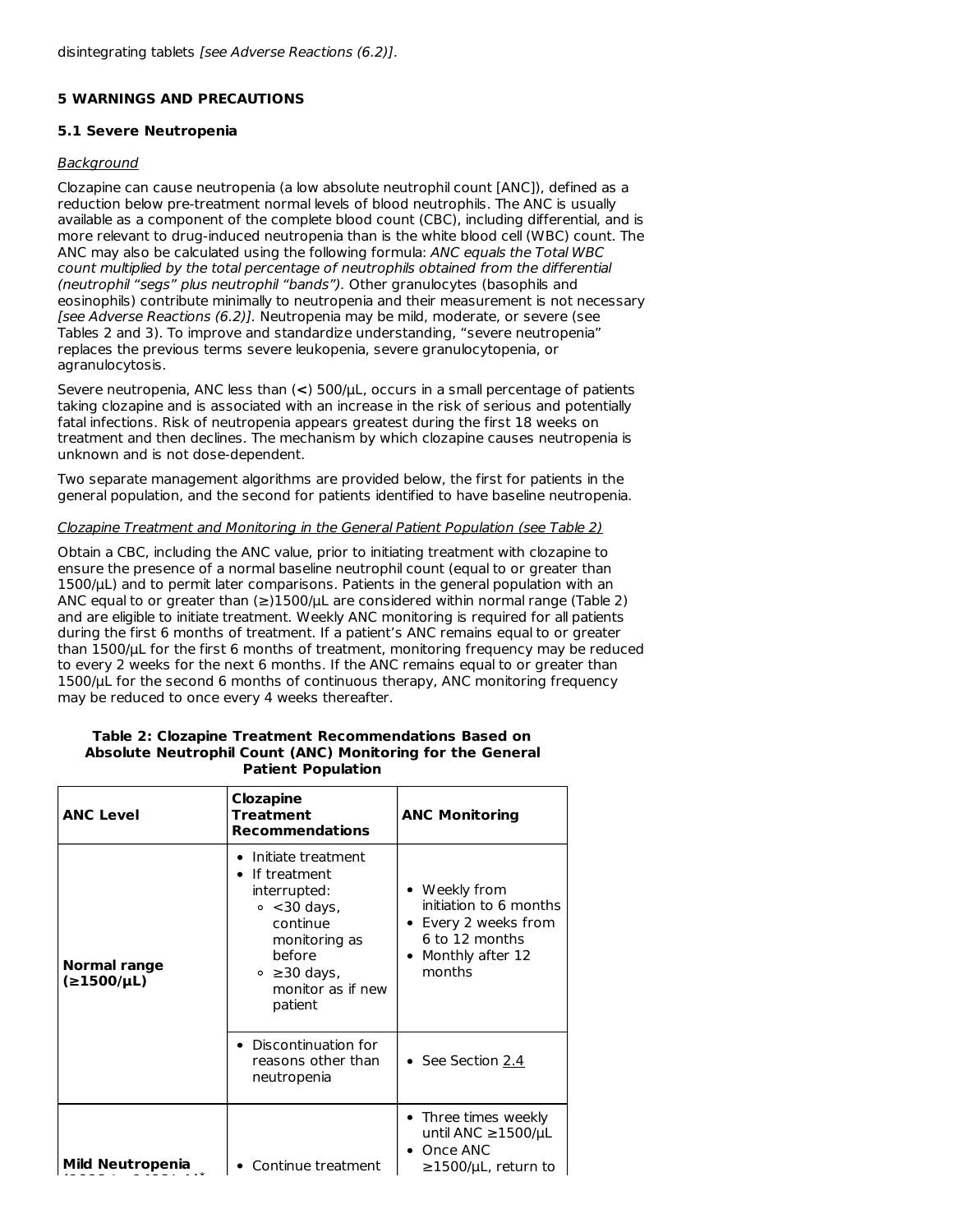disintegrating tablets *[see Adverse Reactions (6.2)]*.

## 5 WARNINGS AND PRECAUTIONS

### 5.1 Severe Neutropenia

*Background*

Clozapine can cause neutropenia (a low absolute neutrophil count [ANC]), defined as a reduction below pre-treatment normal levels of blood neutrophils. The ANC is usually available as a component of the complete blood count (CBC), including differential, and is more relevant to drug-induced neutropenia than is the white blood cell (WBC) count. The ANC may also be calculated using the following formula: *ANC equals the Total WBC count multiplied by the total percentage of neutrophils obtained from the differential (neutrophil "segs" plus neutrophil "bands").* Other granulocytes (basophils and eosinophils) contribute minimally to neutropenia and their measurement is not necessary *[see Adverse Reactions (6.2)]*. Neutropenia may be mild, moderate, or severe (see Tables 2 and 3). To improve and standardize understanding, "severe neutropenia" replaces the previous terms severe leukopenia, severe granulocytopenia, or agranulocytosis.

Severe neutropenia, ANC less than (**<**) 500/µL, occurs in a small percentage of patients taking clozapine and is associated with an increase in the risk of serious and potentially fatal infections. Risk of neutropenia appears greatest during the first 18 weeks on treatment and then declines. The mechanism by which clozapine causes neutropenia is unknown and is not dose-dependent.

Two separate management algorithms are provided below, the first for patients in the general population, and the second for patients identified to have baseline neutropenia.

*Clozapine Treatment and Monitoring in the General Patient Population (see Table 2)*

Obtain a CBC, including the ANC value, prior to initiating treatment with clozapine to ensure the presence of a normal baseline neutrophil count (equal to or greater than 1500/µL) and to permit later comparisons. Patients in the general population with an ANC equal to or greater than (≥)1500/µL are considered within normal range (Table 2) and are eligible to initiate treatment. Weekly ANC monitoring is required for all patients during the first 6 months of treatment. If a patient's ANC remains equal to or greater than 1500/µL for the first 6 months of treatment, monitoring frequency may be reduced to every 2 weeks for the next 6 months. If the ANC remains equal to or greater than 1500/µL for the second 6 months of continuous therapy, ANC monitoring frequency may be reduced to once every 4 weeks thereafter.

**Table 2: Clozapine Treatment Recommendations Based on Absolute Neutrophil Count (ANC) Monitoring for the General Patient Population**

| ANC Level | Clozapine Treatment Recommendations | ANC Monitoring |
|---|---|---|
| **Normal range (≥1500/µL)** | • Initiate treatment<br>• If treatment interrupted:<br>∘ <30 days, continue monitoring as before<br>∘ ≥30 days, monitor as if new patient | • Weekly from initiation to 6 months<br>• Every 2 weeks from 6 to 12 months<br>• Monthly after 12 months |
| | • Discontinuation for reasons other than neutropenia | • See Section 2.4 |
| **Mild Neutropenia** | • Continue treatment | • Three times weekly until ANC ≥1500/µL<br>• Once ANC ≥1500/µL, return to |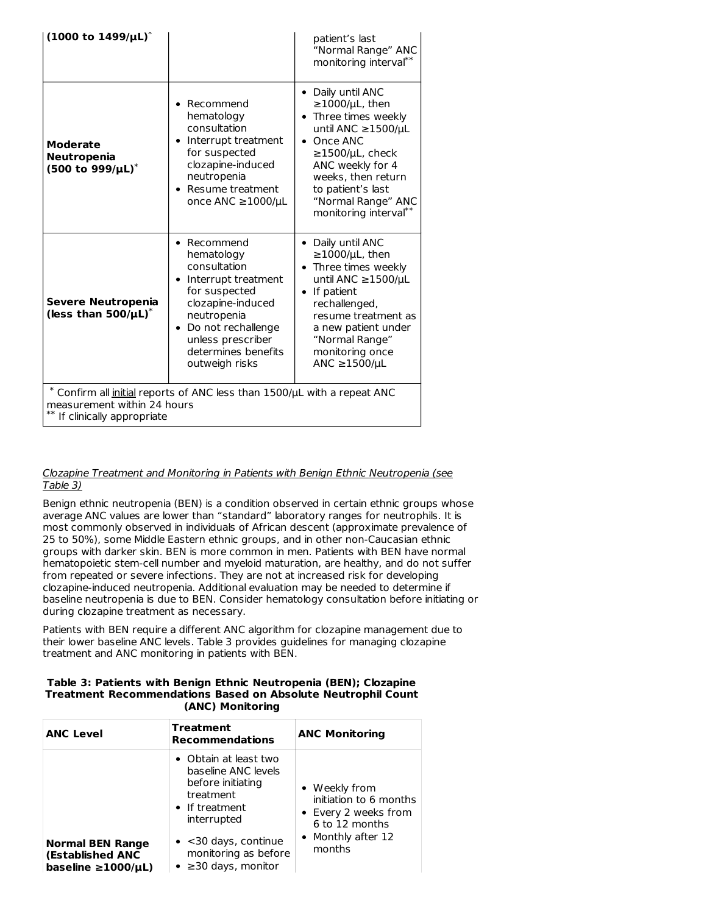| | | |
|---|---|---|
| **(1000 to 1499/µL)**[*] | | patient's last "Normal Range" ANC monitoring interval[**] |
| **Moderate Neutropenia (500 to 999/µL)**[*] | • Recommend hematology consultation<br>• Interrupt treatment for suspected clozapine-induced neutropenia<br>• Resume treatment once ANC ≥1000/µL | • Daily until ANC ≥1000/µL, then<br>• Three times weekly until ANC ≥1500/µL<br>• Once ANC ≥1500/µL, check ANC weekly for 4 weeks, then return to patient's last "Normal Range" ANC monitoring interval[**] |
| **Severe Neutropenia (less than 500/µL)**[*] | • Recommend hematology consultation<br>• Interrupt treatment for suspected clozapine-induced neutropenia<br>• Do not rechallenge unless prescriber determines benefits outweigh risks | • Daily until ANC ≥1000/µL, then<br>• Three times weekly until ANC ≥1500/µL<br>• If patient rechallenged, resume treatment as a new patient under "Normal Range" monitoring once ANC ≥1500/µL |
| [*] Confirm all initial reports of ANC less than 1500/µL with a repeat ANC measurement within 24 hours<br>[**] If clinically appropriate | | |

*Clozapine Treatment and Monitoring in Patients with Benign Ethnic Neutropenia (see Table 3)*

Benign ethnic neutropenia (BEN) is a condition observed in certain ethnic groups whose average ANC values are lower than "standard" laboratory ranges for neutrophils. It is most commonly observed in individuals of African descent (approximate prevalence of 25 to 50%), some Middle Eastern ethnic groups, and in other non-Caucasian ethnic groups with darker skin. BEN is more common in men. Patients with BEN have normal hematopoietic stem-cell number and myeloid maturation, are healthy, and do not suffer from repeated or severe infections. They are not at increased risk for developing clozapine-induced neutropenia. Additional evaluation may be needed to determine if baseline neutropenia is due to BEN. Consider hematology consultation before initiating or during clozapine treatment as necessary.

Patients with BEN require a different ANC algorithm for clozapine management due to their lower baseline ANC levels. Table 3 provides guidelines for managing clozapine treatment and ANC monitoring in patients with BEN.

**Table 3: Patients with Benign Ethnic Neutropenia (BEN); Clozapine Treatment Recommendations Based on Absolute Neutrophil Count (ANC) Monitoring**

| ANC Level | Treatment Recommendations | ANC Monitoring |
|---|---|---|
| **Normal BEN Range (Established ANC baseline ≥1000/µL)** | • Obtain at least two baseline ANC levels before initiating treatment<br>• If treatment interrupted<br>• <30 days, continue monitoring as before<br>• ≥30 days, monitor | • Weekly from initiation to 6 months<br>• Every 2 weeks from 6 to 12 months<br>• Monthly after 12 months |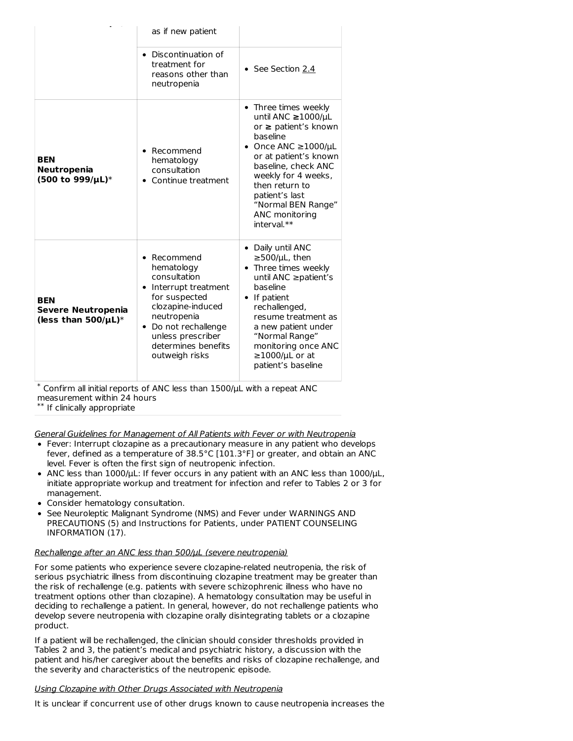| | | |
|---|---|---|
| | as if new patient | |
| | • Discontinuation of treatment for reasons other than neutropenia | • See Section 2.4 |
| **BEN Neutropenia (500 to 999/µL)*** | • Recommend hematology consultation<br>• Continue treatment | • Three times weekly until ANC **≥**1000/µL or **≥** patient's known baseline<br>• Once ANC ≥1000/µL or at patient's known baseline, check ANC weekly for 4 weeks, then return to patient's last "Normal BEN Range" ANC monitoring interval.** |
| **BEN Severe Neutropenia (less than 500/µL)*** | • Recommend hematology consultation<br>• Interrupt treatment for suspected clozapine-induced neutropenia<br>• Do not rechallenge unless prescriber determines benefits outweigh risks | • Daily until ANC ≥500/µL, then<br>• Three times weekly until ANC ≥patient's baseline<br>• If patient rechallenged, resume treatment as a new patient under "Normal Range" monitoring once ANC ≥1000/µL or at patient's baseline |

* Confirm all initial reports of ANC less than 1500/µL with a repeat ANC measurement within 24 hours
** If clinically appropriate

*General Guidelines for Management of All Patients with Fever or with Neutropenia*

- Fever: Interrupt clozapine as a precautionary measure in any patient who develops fever, defined as a temperature of 38.5°C [101.3°F] or greater, and obtain an ANC level. Fever is often the first sign of neutropenic infection.
- ANC less than 1000/µL: If fever occurs in any patient with an ANC less than 1000/µL, initiate appropriate workup and treatment for infection and refer to Tables 2 or 3 for management.
- Consider hematology consultation.
- See Neuroleptic Malignant Syndrome (NMS) and Fever under WARNINGS AND PRECAUTIONS (5) and Instructions for Patients, under PATIENT COUNSELING INFORMATION (17).

*Rechallenge after an ANC less than 500/µL (severe neutropenia)*

For some patients who experience severe clozapine-related neutropenia, the risk of serious psychiatric illness from discontinuing clozapine treatment may be greater than the risk of rechallenge (e.g. patients with severe schizophrenic illness who have no treatment options other than clozapine). A hematology consultation may be useful in deciding to rechallenge a patient. In general, however, do not rechallenge patients who develop severe neutropenia with clozapine orally disintegrating tablets or a clozapine product.

If a patient will be rechallenged, the clinician should consider thresholds provided in Tables 2 and 3, the patient's medical and psychiatric history, a discussion with the patient and his/her caregiver about the benefits and risks of clozapine rechallenge, and the severity and characteristics of the neutropenic episode.

*Using Clozapine with Other Drugs Associated with Neutropenia*

It is unclear if concurrent use of other drugs known to cause neutropenia increases the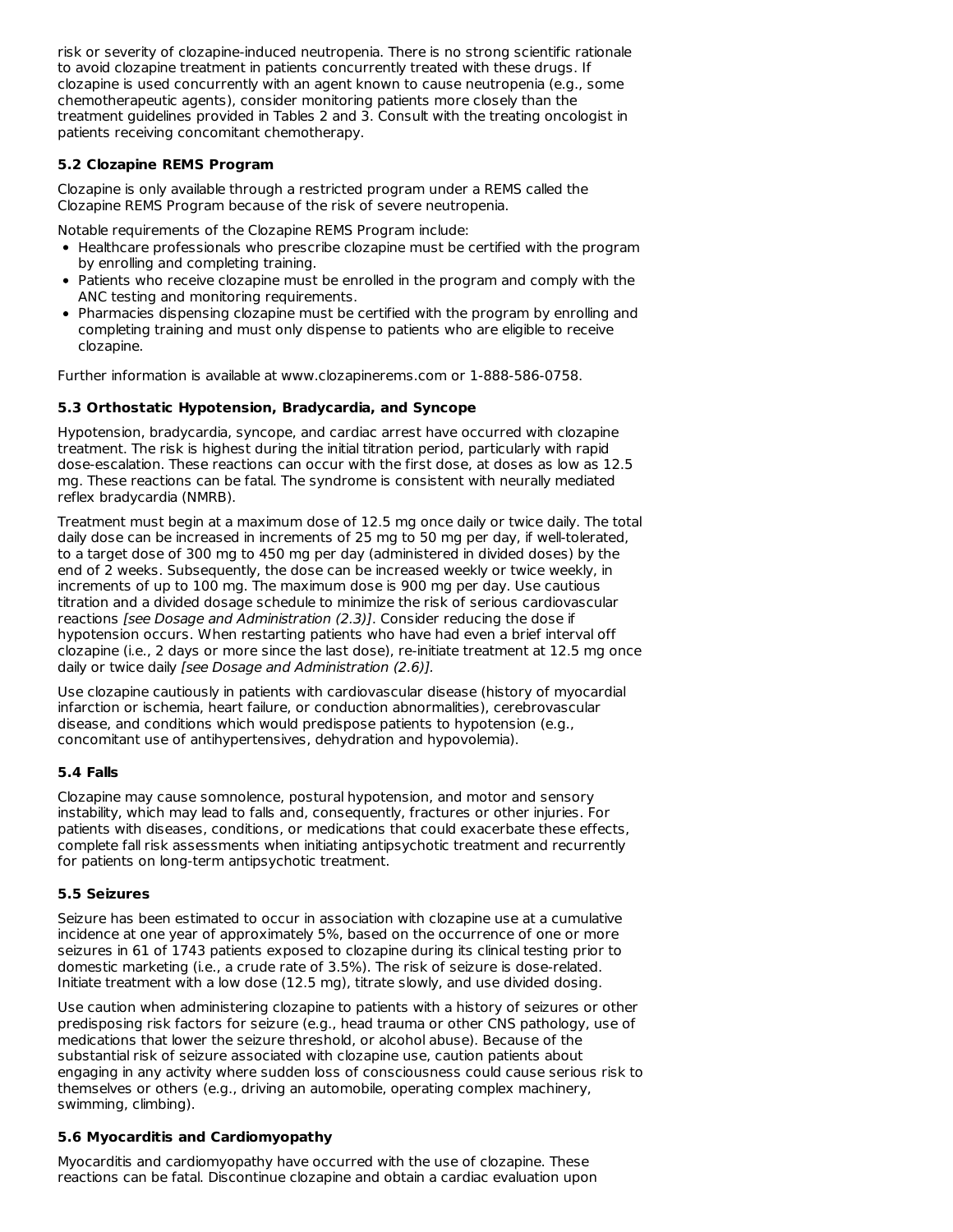risk or severity of clozapine-induced neutropenia. There is no strong scientific rationale to avoid clozapine treatment in patients concurrently treated with these drugs. If clozapine is used concurrently with an agent known to cause neutropenia (e.g., some chemotherapeutic agents), consider monitoring patients more closely than the treatment guidelines provided in Tables 2 and 3. Consult with the treating oncologist in patients receiving concomitant chemotherapy.

### 5.2 Clozapine REMS Program

Clozapine is only available through a restricted program under a REMS called the Clozapine REMS Program because of the risk of severe neutropenia.

Notable requirements of the Clozapine REMS Program include:

- Healthcare professionals who prescribe clozapine must be certified with the program by enrolling and completing training.
- Patients who receive clozapine must be enrolled in the program and comply with the ANC testing and monitoring requirements.
- Pharmacies dispensing clozapine must be certified with the program by enrolling and completing training and must only dispense to patients who are eligible to receive clozapine.

Further information is available at www.clozapinerems.com or 1-888-586-0758.

### 5.3 Orthostatic Hypotension, Bradycardia, and Syncope

Hypotension, bradycardia, syncope, and cardiac arrest have occurred with clozapine treatment. The risk is highest during the initial titration period, particularly with rapid dose-escalation. These reactions can occur with the first dose, at doses as low as 12.5 mg. These reactions can be fatal. The syndrome is consistent with neurally mediated reflex bradycardia (NMRB).

Treatment must begin at a maximum dose of 12.5 mg once daily or twice daily. The total daily dose can be increased in increments of 25 mg to 50 mg per day, if well-tolerated, to a target dose of 300 mg to 450 mg per day (administered in divided doses) by the end of 2 weeks. Subsequently, the dose can be increased weekly or twice weekly, in increments of up to 100 mg. The maximum dose is 900 mg per day. Use cautious titration and a divided dosage schedule to minimize the risk of serious cardiovascular reactions *[see Dosage and Administration (2.3)]*. Consider reducing the dose if hypotension occurs. When restarting patients who have had even a brief interval off clozapine (i.e., 2 days or more since the last dose), re-initiate treatment at 12.5 mg once daily or twice daily *[see Dosage and Administration (2.6)]*.

Use clozapine cautiously in patients with cardiovascular disease (history of myocardial infarction or ischemia, heart failure, or conduction abnormalities), cerebrovascular disease, and conditions which would predispose patients to hypotension (e.g., concomitant use of antihypertensives, dehydration and hypovolemia).

### 5.4 Falls

Clozapine may cause somnolence, postural hypotension, and motor and sensory instability, which may lead to falls and, consequently, fractures or other injuries. For patients with diseases, conditions, or medications that could exacerbate these effects, complete fall risk assessments when initiating antipsychotic treatment and recurrently for patients on long-term antipsychotic treatment.

### 5.5 Seizures

Seizure has been estimated to occur in association with clozapine use at a cumulative incidence at one year of approximately 5%, based on the occurrence of one or more seizures in 61 of 1743 patients exposed to clozapine during its clinical testing prior to domestic marketing (i.e., a crude rate of 3.5%). The risk of seizure is dose-related. Initiate treatment with a low dose (12.5 mg), titrate slowly, and use divided dosing.

Use caution when administering clozapine to patients with a history of seizures or other predisposing risk factors for seizure (e.g., head trauma or other CNS pathology, use of medications that lower the seizure threshold, or alcohol abuse). Because of the substantial risk of seizure associated with clozapine use, caution patients about engaging in any activity where sudden loss of consciousness could cause serious risk to themselves or others (e.g., driving an automobile, operating complex machinery, swimming, climbing).

### 5.6 Myocarditis and Cardiomyopathy

Myocarditis and cardiomyopathy have occurred with the use of clozapine. These reactions can be fatal. Discontinue clozapine and obtain a cardiac evaluation upon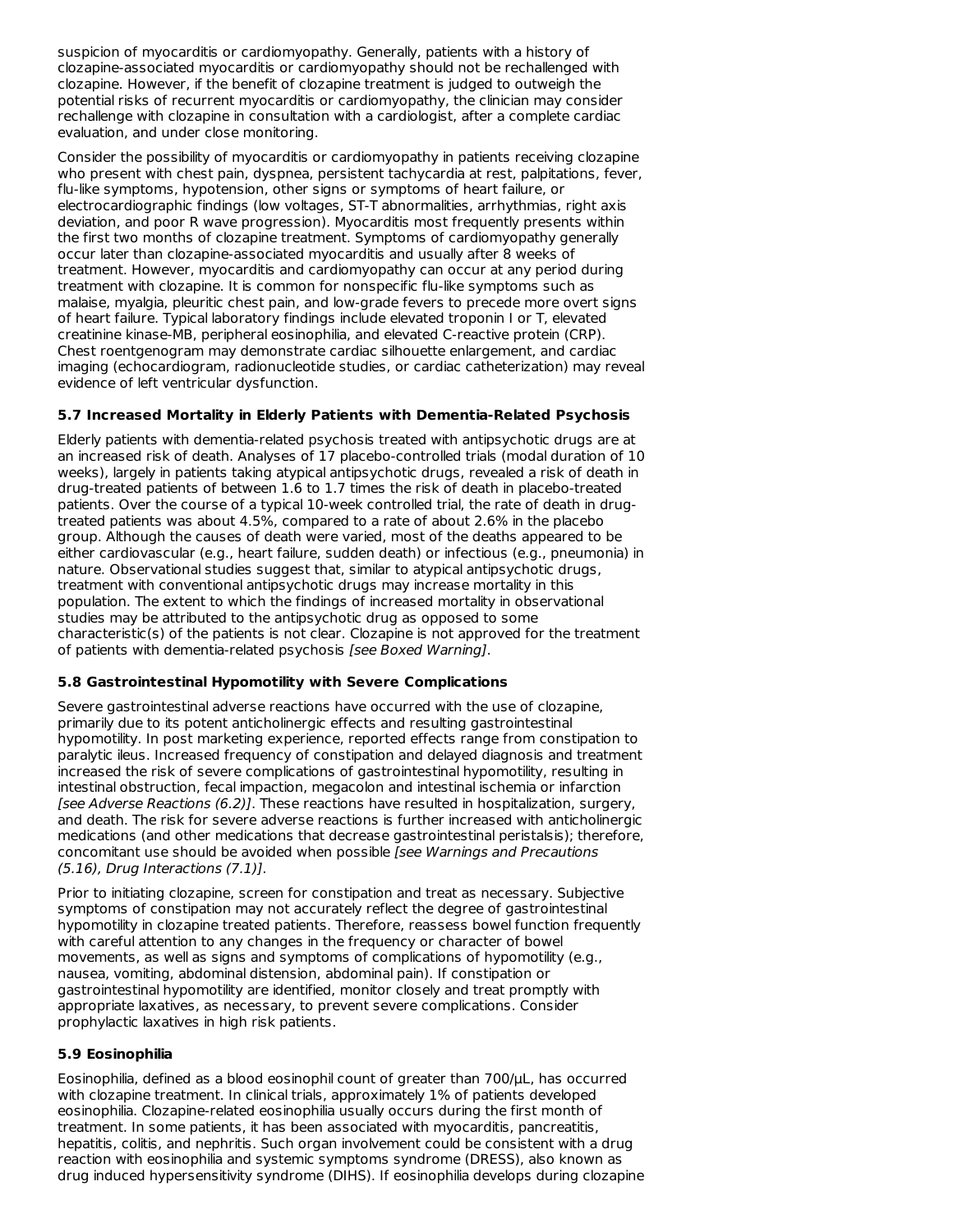suspicion of myocarditis or cardiomyopathy. Generally, patients with a history of clozapine-associated myocarditis or cardiomyopathy should not be rechallenged with clozapine. However, if the benefit of clozapine treatment is judged to outweigh the potential risks of recurrent myocarditis or cardiomyopathy, the clinician may consider rechallenge with clozapine in consultation with a cardiologist, after a complete cardiac evaluation, and under close monitoring.

Consider the possibility of myocarditis or cardiomyopathy in patients receiving clozapine who present with chest pain, dyspnea, persistent tachycardia at rest, palpitations, fever, flu-like symptoms, hypotension, other signs or symptoms of heart failure, or electrocardiographic findings (low voltages, ST-T abnormalities, arrhythmias, right axis deviation, and poor R wave progression). Myocarditis most frequently presents within the first two months of clozapine treatment. Symptoms of cardiomyopathy generally occur later than clozapine-associated myocarditis and usually after 8 weeks of treatment. However, myocarditis and cardiomyopathy can occur at any period during treatment with clozapine. It is common for nonspecific flu-like symptoms such as malaise, myalgia, pleuritic chest pain, and low-grade fevers to precede more overt signs of heart failure. Typical laboratory findings include elevated troponin I or T, elevated creatinine kinase-MB, peripheral eosinophilia, and elevated C-reactive protein (CRP). Chest roentgenogram may demonstrate cardiac silhouette enlargement, and cardiac imaging (echocardiogram, radionucleotide studies, or cardiac catheterization) may reveal evidence of left ventricular dysfunction.

### 5.7 Increased Mortality in Elderly Patients with Dementia-Related Psychosis

Elderly patients with dementia-related psychosis treated with antipsychotic drugs are at an increased risk of death. Analyses of 17 placebo-controlled trials (modal duration of 10 weeks), largely in patients taking atypical antipsychotic drugs, revealed a risk of death in drug-treated patients of between 1.6 to 1.7 times the risk of death in placebo-treated patients. Over the course of a typical 10-week controlled trial, the rate of death in drug-treated patients was about 4.5%, compared to a rate of about 2.6% in the placebo group. Although the causes of death were varied, most of the deaths appeared to be either cardiovascular (e.g., heart failure, sudden death) or infectious (e.g., pneumonia) in nature. Observational studies suggest that, similar to atypical antipsychotic drugs, treatment with conventional antipsychotic drugs may increase mortality in this population. The extent to which the findings of increased mortality in observational studies may be attributed to the antipsychotic drug as opposed to some characteristic(s) of the patients is not clear. Clozapine is not approved for the treatment of patients with dementia-related psychosis *[see Boxed Warning]*.

### 5.8 Gastrointestinal Hypomotility with Severe Complications

Severe gastrointestinal adverse reactions have occurred with the use of clozapine, primarily due to its potent anticholinergic effects and resulting gastrointestinal hypomotility. In post marketing experience, reported effects range from constipation to paralytic ileus. Increased frequency of constipation and delayed diagnosis and treatment increased the risk of severe complications of gastrointestinal hypomotility, resulting in intestinal obstruction, fecal impaction, megacolon and intestinal ischemia or infarction *[see Adverse Reactions (6.2)]*. These reactions have resulted in hospitalization, surgery, and death. The risk for severe adverse reactions is further increased with anticholinergic medications (and other medications that decrease gastrointestinal peristalsis); therefore, concomitant use should be avoided when possible *[see Warnings and Precautions (5.16), Drug Interactions (7.1)]*.

Prior to initiating clozapine, screen for constipation and treat as necessary. Subjective symptoms of constipation may not accurately reflect the degree of gastrointestinal hypomotility in clozapine treated patients. Therefore, reassess bowel function frequently with careful attention to any changes in the frequency or character of bowel movements, as well as signs and symptoms of complications of hypomotility (e.g., nausea, vomiting, abdominal distension, abdominal pain). If constipation or gastrointestinal hypomotility are identified, monitor closely and treat promptly with appropriate laxatives, as necessary, to prevent severe complications. Consider prophylactic laxatives in high risk patients.

### 5.9 Eosinophilia

Eosinophilia, defined as a blood eosinophil count of greater than 700/µL, has occurred with clozapine treatment. In clinical trials, approximately 1% of patients developed eosinophilia. Clozapine-related eosinophilia usually occurs during the first month of treatment. In some patients, it has been associated with myocarditis, pancreatitis, hepatitis, colitis, and nephritis. Such organ involvement could be consistent with a drug reaction with eosinophilia and systemic symptoms syndrome (DRESS), also known as drug induced hypersensitivity syndrome (DIHS). If eosinophilia develops during clozapine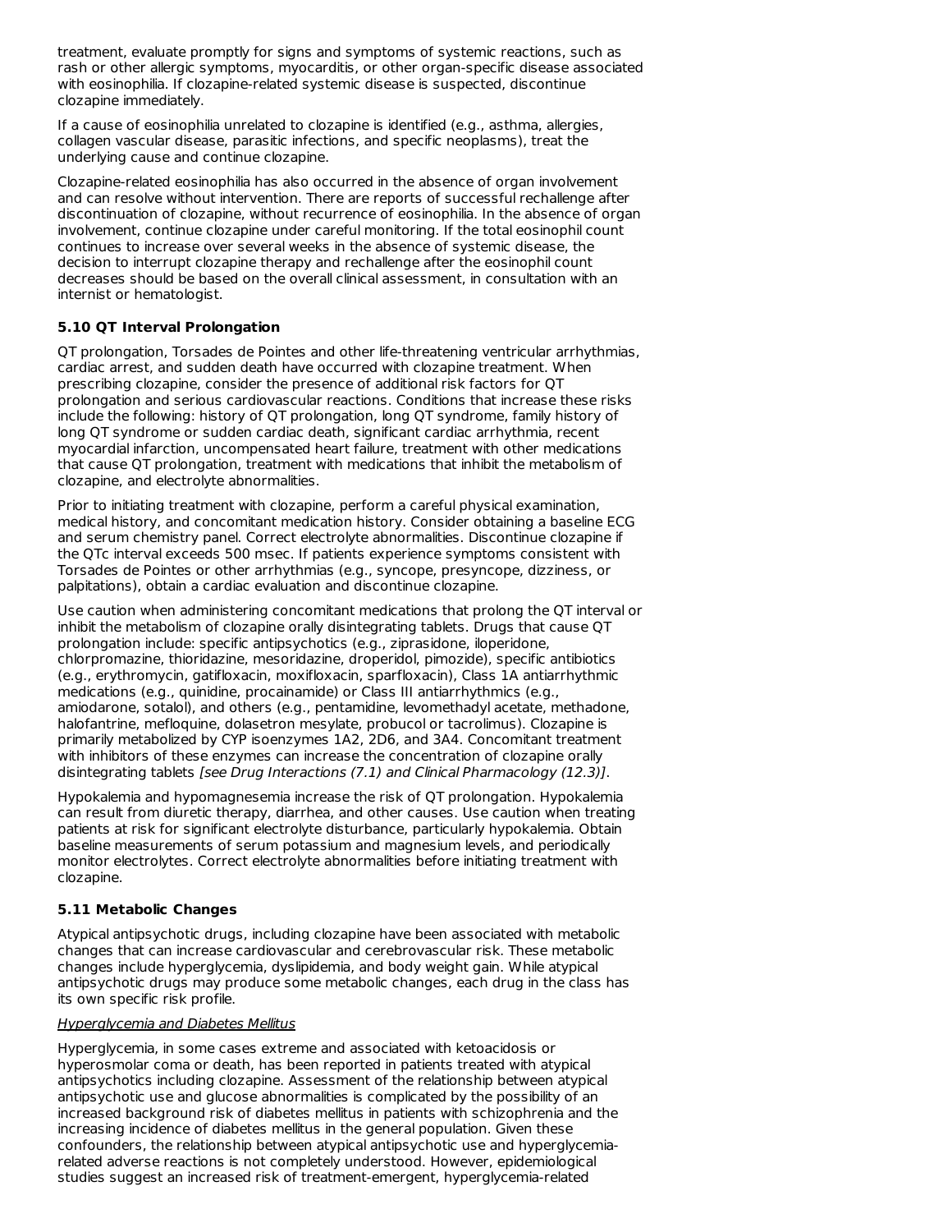treatment, evaluate promptly for signs and symptoms of systemic reactions, such as rash or other allergic symptoms, myocarditis, or other organ-specific disease associated with eosinophilia. If clozapine-related systemic disease is suspected, discontinue clozapine immediately.

If a cause of eosinophilia unrelated to clozapine is identified (e.g., asthma, allergies, collagen vascular disease, parasitic infections, and specific neoplasms), treat the underlying cause and continue clozapine.

Clozapine-related eosinophilia has also occurred in the absence of organ involvement and can resolve without intervention. There are reports of successful rechallenge after discontinuation of clozapine, without recurrence of eosinophilia. In the absence of organ involvement, continue clozapine under careful monitoring. If the total eosinophil count continues to increase over several weeks in the absence of systemic disease, the decision to interrupt clozapine therapy and rechallenge after the eosinophil count decreases should be based on the overall clinical assessment, in consultation with an internist or hematologist.

### 5.10 QT Interval Prolongation

QT prolongation, Torsades de Pointes and other life-threatening ventricular arrhythmias, cardiac arrest, and sudden death have occurred with clozapine treatment. When prescribing clozapine, consider the presence of additional risk factors for QT prolongation and serious cardiovascular reactions. Conditions that increase these risks include the following: history of QT prolongation, long QT syndrome, family history of long QT syndrome or sudden cardiac death, significant cardiac arrhythmia, recent myocardial infarction, uncompensated heart failure, treatment with other medications that cause QT prolongation, treatment with medications that inhibit the metabolism of clozapine, and electrolyte abnormalities.

Prior to initiating treatment with clozapine, perform a careful physical examination, medical history, and concomitant medication history. Consider obtaining a baseline ECG and serum chemistry panel. Correct electrolyte abnormalities. Discontinue clozapine if the QTc interval exceeds 500 msec. If patients experience symptoms consistent with Torsades de Pointes or other arrhythmias (e.g., syncope, presyncope, dizziness, or palpitations), obtain a cardiac evaluation and discontinue clozapine.

Use caution when administering concomitant medications that prolong the QT interval or inhibit the metabolism of clozapine orally disintegrating tablets. Drugs that cause QT prolongation include: specific antipsychotics (e.g., ziprasidone, iloperidone, chlorpromazine, thioridazine, mesoridazine, droperidol, pimozide), specific antibiotics (e.g., erythromycin, gatifloxacin, moxifloxacin, sparfloxacin), Class 1A antiarrhythmic medications (e.g., quinidine, procainamide) or Class III antiarrhythmics (e.g., amiodarone, sotalol), and others (e.g., pentamidine, levomethadyl acetate, methadone, halofantrine, mefloquine, dolasetron mesylate, probucol or tacrolimus). Clozapine is primarily metabolized by CYP isoenzymes 1A2, 2D6, and 3A4. Concomitant treatment with inhibitors of these enzymes can increase the concentration of clozapine orally disintegrating tablets *[see Drug Interactions (7.1) and Clinical Pharmacology (12.3)]*.

Hypokalemia and hypomagnesemia increase the risk of QT prolongation. Hypokalemia can result from diuretic therapy, diarrhea, and other causes. Use caution when treating patients at risk for significant electrolyte disturbance, particularly hypokalemia. Obtain baseline measurements of serum potassium and magnesium levels, and periodically monitor electrolytes. Correct electrolyte abnormalities before initiating treatment with clozapine.

### 5.11 Metabolic Changes

Atypical antipsychotic drugs, including clozapine have been associated with metabolic changes that can increase cardiovascular and cerebrovascular risk. These metabolic changes include hyperglycemia, dyslipidemia, and body weight gain. While atypical antipsychotic drugs may produce some metabolic changes, each drug in the class has its own specific risk profile.

Hyperglycemia and Diabetes Mellitus

Hyperglycemia, in some cases extreme and associated with ketoacidosis or hyperosmolar coma or death, has been reported in patients treated with atypical antipsychotics including clozapine. Assessment of the relationship between atypical antipsychotic use and glucose abnormalities is complicated by the possibility of an increased background risk of diabetes mellitus in patients with schizophrenia and the increasing incidence of diabetes mellitus in the general population. Given these confounders, the relationship between atypical antipsychotic use and hyperglycemia-related adverse reactions is not completely understood. However, epidemiological studies suggest an increased risk of treatment-emergent, hyperglycemia-related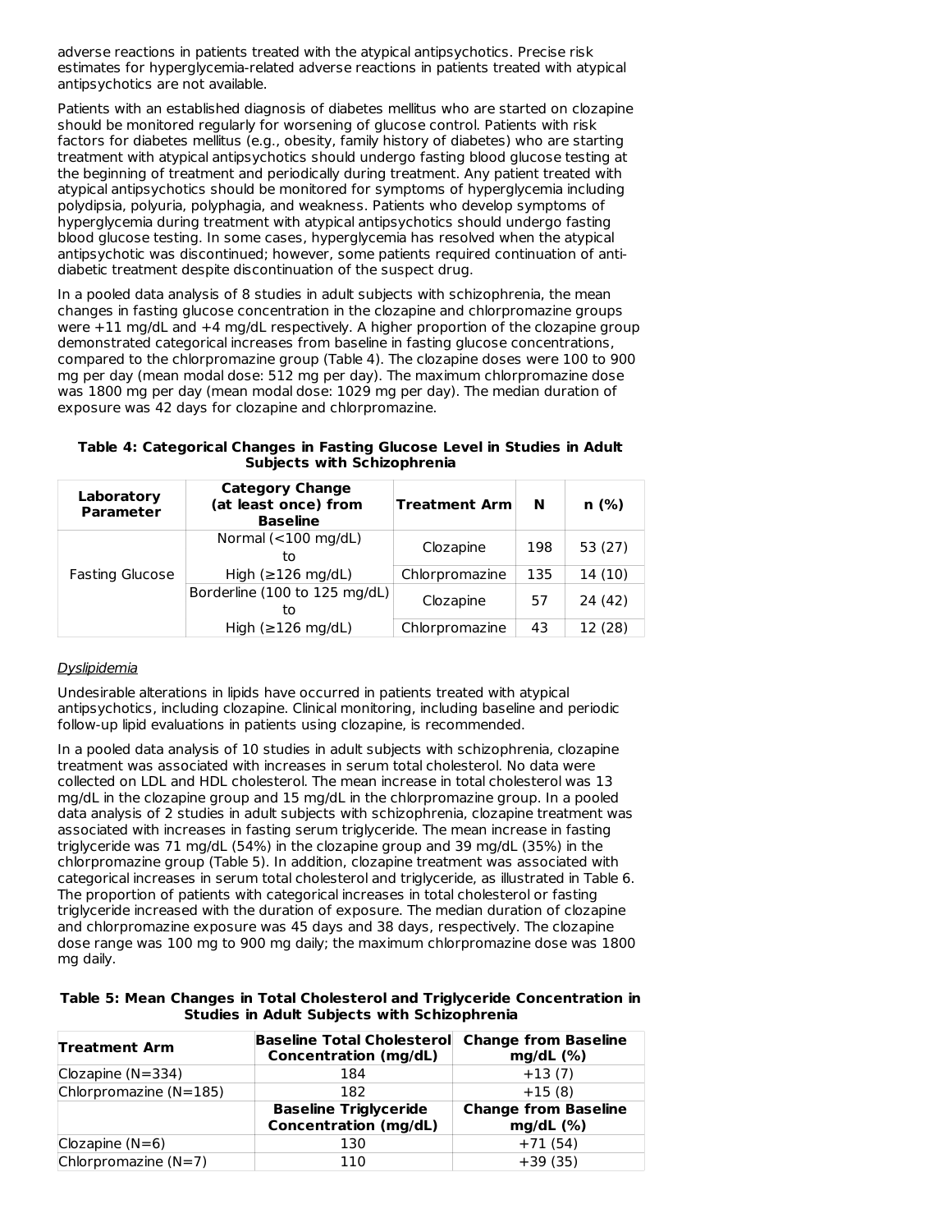adverse reactions in patients treated with the atypical antipsychotics. Precise risk estimates for hyperglycemia-related adverse reactions in patients treated with atypical antipsychotics are not available.

Patients with an established diagnosis of diabetes mellitus who are started on clozapine should be monitored regularly for worsening of glucose control. Patients with risk factors for diabetes mellitus (e.g., obesity, family history of diabetes) who are starting treatment with atypical antipsychotics should undergo fasting blood glucose testing at the beginning of treatment and periodically during treatment. Any patient treated with atypical antipsychotics should be monitored for symptoms of hyperglycemia including polydipsia, polyuria, polyphagia, and weakness. Patients who develop symptoms of hyperglycemia during treatment with atypical antipsychotics should undergo fasting blood glucose testing. In some cases, hyperglycemia has resolved when the atypical antipsychotic was discontinued; however, some patients required continuation of anti-diabetic treatment despite discontinuation of the suspect drug.

In a pooled data analysis of 8 studies in adult subjects with schizophrenia, the mean changes in fasting glucose concentration in the clozapine and chlorpromazine groups were +11 mg/dL and +4 mg/dL respectively. A higher proportion of the clozapine group demonstrated categorical increases from baseline in fasting glucose concentrations, compared to the chlorpromazine group (Table 4). The clozapine doses were 100 to 900 mg per day (mean modal dose: 512 mg per day). The maximum chlorpromazine dose was 1800 mg per day (mean modal dose: 1029 mg per day). The median duration of exposure was 42 days for clozapine and chlorpromazine.

**Table 4: Categorical Changes in Fasting Glucose Level in Studies in Adult Subjects with Schizophrenia**

| Laboratory Parameter | Category Change (at least once) from Baseline | Treatment Arm | N | n (%) |
|---|---|---|---|---|
| Fasting Glucose | Normal (<100 mg/dL) to High (≥126 mg/dL) | Clozapine | 198 | 53 (27) |
| | | Chlorpromazine | 135 | 14 (10) |
| | Borderline (100 to 125 mg/dL) to High (≥126 mg/dL) | Clozapine | 57 | 24 (42) |
| | | Chlorpromazine | 43 | 12 (28) |

*Dyslipidemia*

Undesirable alterations in lipids have occurred in patients treated with atypical antipsychotics, including clozapine. Clinical monitoring, including baseline and periodic follow-up lipid evaluations in patients using clozapine, is recommended.

In a pooled data analysis of 10 studies in adult subjects with schizophrenia, clozapine treatment was associated with increases in serum total cholesterol. No data were collected on LDL and HDL cholesterol. The mean increase in total cholesterol was 13 mg/dL in the clozapine group and 15 mg/dL in the chlorpromazine group. In a pooled data analysis of 2 studies in adult subjects with schizophrenia, clozapine treatment was associated with increases in fasting serum triglyceride. The mean increase in fasting triglyceride was 71 mg/dL (54%) in the clozapine group and 39 mg/dL (35%) in the chlorpromazine group (Table 5). In addition, clozapine treatment was associated with categorical increases in serum total cholesterol and triglyceride, as illustrated in Table 6. The proportion of patients with categorical increases in total cholesterol or fasting triglyceride increased with the duration of exposure. The median duration of clozapine and chlorpromazine exposure was 45 days and 38 days, respectively. The clozapine dose range was 100 mg to 900 mg daily; the maximum chlorpromazine dose was 1800 mg daily.

**Table 5: Mean Changes in Total Cholesterol and Triglyceride Concentration in Studies in Adult Subjects with Schizophrenia**

| Treatment Arm | Baseline Total Cholesterol Concentration (mg/dL) | Change from Baseline mg/dL (%) |
|---|---|---|
| Clozapine (N=334) | 184 | +13 (7) |
| Chlorpromazine (N=185) | 182 | +15 (8) |
| | **Baseline Triglyceride Concentration (mg/dL)** | **Change from Baseline mg/dL (%)** |
| Clozapine (N=6) | 130 | +71 (54) |
| Chlorpromazine (N=7) | 110 | +39 (35) |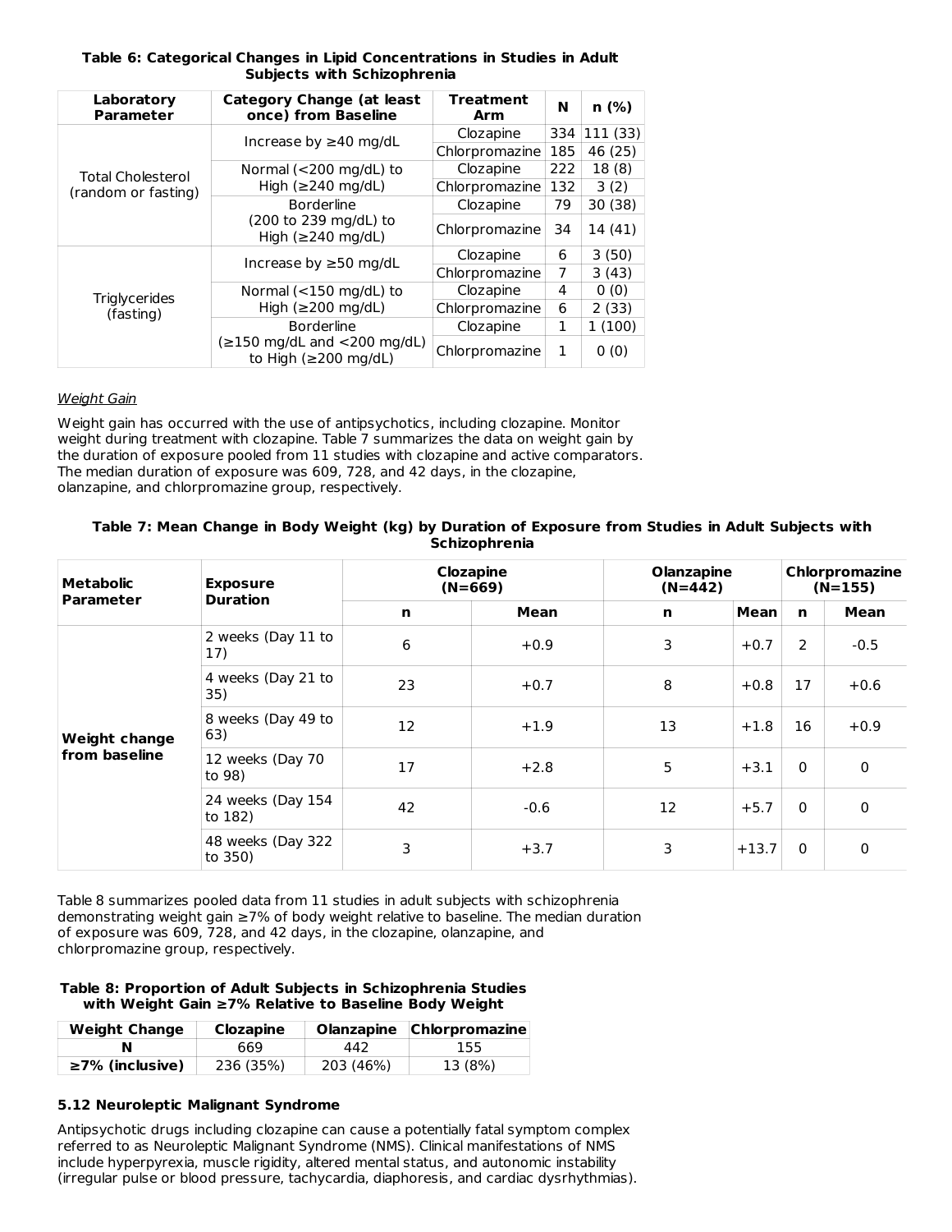**Table 6: Categorical Changes in Lipid Concentrations in Studies in Adult Subjects with Schizophrenia**

| Laboratory Parameter | Category Change (at least once) from Baseline | Treatment Arm | N | n (%) |
|---|---|---|---|---|
| Total Cholesterol (random or fasting) | Increase by ≥40 mg/dL | Clozapine | 334 | 111 (33) |
| | | Chlorpromazine | 185 | 46 (25) |
| | Normal (<200 mg/dL) to High (≥240 mg/dL) | Clozapine | 222 | 18 (8) |
| | | Chlorpromazine | 132 | 3 (2) |
| | Borderline (200 to 239 mg/dL) to High (≥240 mg/dL) | Clozapine | 79 | 30 (38) |
| | | Chlorpromazine | 34 | 14 (41) |
| Triglycerides (fasting) | Increase by ≥50 mg/dL | Clozapine | 6 | 3 (50) |
| | | Chlorpromazine | 7 | 3 (43) |
| | Normal (<150 mg/dL) to High (≥200 mg/dL) | Clozapine | 4 | 0 (0) |
| | | Chlorpromazine | 6 | 2 (33) |
| | Borderline (≥150 mg/dL and <200 mg/dL) to High (≥200 mg/dL) | Clozapine | 1 | 1 (100) |
| | | Chlorpromazine | 1 | 0 (0) |

*Weight Gain*

Weight gain has occurred with the use of antipsychotics, including clozapine. Monitor weight during treatment with clozapine. Table 7 summarizes the data on weight gain by the duration of exposure pooled from 11 studies with clozapine and active comparators. The median duration of exposure was 609, 728, and 42 days, in the clozapine, olanzapine, and chlorpromazine group, respectively.

**Table 7: Mean Change in Body Weight (kg) by Duration of Exposure from Studies in Adult Subjects with Schizophrenia**

| Metabolic Parameter | Exposure Duration | Clozapine (N=669) | | Olanzapine (N=442) | | Chlorpromazine (N=155) | |
|---|---|---|---|---|---|---|---|
| | | n | Mean | n | Mean | n | Mean |
| Weight change from baseline | 2 weeks (Day 11 to 17) | 6 | +0.9 | 3 | +0.7 | 2 | -0.5 |
| | 4 weeks (Day 21 to 35) | 23 | +0.7 | 8 | +0.8 | 17 | +0.6 |
| | 8 weeks (Day 49 to 63) | 12 | +1.9 | 13 | +1.8 | 16 | +0.9 |
| | 12 weeks (Day 70 to 98) | 17 | +2.8 | 5 | +3.1 | 0 | 0 |
| | 24 weeks (Day 154 to 182) | 42 | -0.6 | 12 | +5.7 | 0 | 0 |
| | 48 weeks (Day 322 to 350) | 3 | +3.7 | 3 | +13.7 | 0 | 0 |

Table 8 summarizes pooled data from 11 studies in adult subjects with schizophrenia demonstrating weight gain ≥7% of body weight relative to baseline. The median duration of exposure was 609, 728, and 42 days, in the clozapine, olanzapine, and chlorpromazine group, respectively.

**Table 8: Proportion of Adult Subjects in Schizophrenia Studies with Weight Gain ≥7% Relative to Baseline Body Weight**

| Weight Change | Clozapine | Olanzapine | Chlorpromazine |
|---|---|---|---|
| **N** | 669 | 442 | 155 |
| **≥7% (inclusive)** | 236 (35%) | 203 (46%) | 13 (8%) |

### 5.12 Neuroleptic Malignant Syndrome

Antipsychotic drugs including clozapine can cause a potentially fatal symptom complex referred to as Neuroleptic Malignant Syndrome (NMS). Clinical manifestations of NMS include hyperpyrexia, muscle rigidity, altered mental status, and autonomic instability (irregular pulse or blood pressure, tachycardia, diaphoresis, and cardiac dysrhythmias).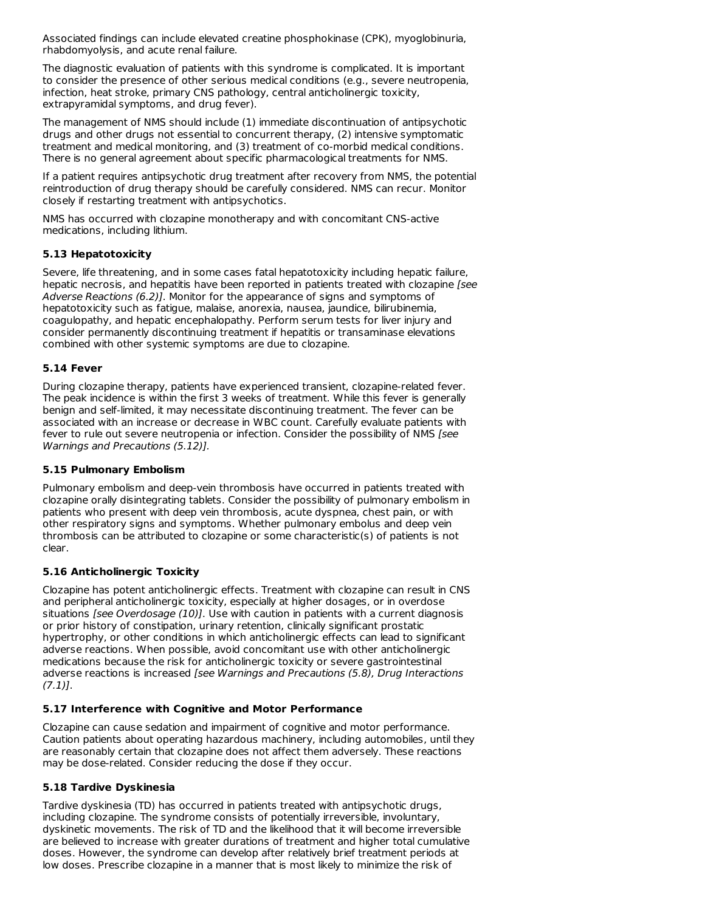Associated findings can include elevated creatine phosphokinase (CPK), myoglobinuria, rhabdomyolysis, and acute renal failure.

The diagnostic evaluation of patients with this syndrome is complicated. It is important to consider the presence of other serious medical conditions (e.g., severe neutropenia, infection, heat stroke, primary CNS pathology, central anticholinergic toxicity, extrapyramidal symptoms, and drug fever).

The management of NMS should include (1) immediate discontinuation of antipsychotic drugs and other drugs not essential to concurrent therapy, (2) intensive symptomatic treatment and medical monitoring, and (3) treatment of co-morbid medical conditions. There is no general agreement about specific pharmacological treatments for NMS.

If a patient requires antipsychotic drug treatment after recovery from NMS, the potential reintroduction of drug therapy should be carefully considered. NMS can recur. Monitor closely if restarting treatment with antipsychotics.

NMS has occurred with clozapine monotherapy and with concomitant CNS-active medications, including lithium.

### 5.13 Hepatotoxicity

Severe, life threatening, and in some cases fatal hepatotoxicity including hepatic failure, hepatic necrosis, and hepatitis have been reported in patients treated with clozapine *[see Adverse Reactions (6.2)]*. Monitor for the appearance of signs and symptoms of hepatotoxicity such as fatigue, malaise, anorexia, nausea, jaundice, bilirubinemia, coagulopathy, and hepatic encephalopathy. Perform serum tests for liver injury and consider permanently discontinuing treatment if hepatitis or transaminase elevations combined with other systemic symptoms are due to clozapine.

### 5.14 Fever

During clozapine therapy, patients have experienced transient, clozapine-related fever. The peak incidence is within the first 3 weeks of treatment. While this fever is generally benign and self-limited, it may necessitate discontinuing treatment. The fever can be associated with an increase or decrease in WBC count. Carefully evaluate patients with fever to rule out severe neutropenia or infection. Consider the possibility of NMS *[see Warnings and Precautions (5.12)]*.

### 5.15 Pulmonary Embolism

Pulmonary embolism and deep-vein thrombosis have occurred in patients treated with clozapine orally disintegrating tablets. Consider the possibility of pulmonary embolism in patients who present with deep vein thrombosis, acute dyspnea, chest pain, or with other respiratory signs and symptoms. Whether pulmonary embolus and deep vein thrombosis can be attributed to clozapine or some characteristic(s) of patients is not clear.

### 5.16 Anticholinergic Toxicity

Clozapine has potent anticholinergic effects. Treatment with clozapine can result in CNS and peripheral anticholinergic toxicity, especially at higher dosages, or in overdose situations *[see Overdosage (10)]*. Use with caution in patients with a current diagnosis or prior history of constipation, urinary retention, clinically significant prostatic hypertrophy, or other conditions in which anticholinergic effects can lead to significant adverse reactions. When possible, avoid concomitant use with other anticholinergic medications because the risk for anticholinergic toxicity or severe gastrointestinal adverse reactions is increased *[see Warnings and Precautions (5.8), Drug Interactions (7.1)]*.

### 5.17 Interference with Cognitive and Motor Performance

Clozapine can cause sedation and impairment of cognitive and motor performance. Caution patients about operating hazardous machinery, including automobiles, until they are reasonably certain that clozapine does not affect them adversely. These reactions may be dose-related. Consider reducing the dose if they occur.

### 5.18 Tardive Dyskinesia

Tardive dyskinesia (TD) has occurred in patients treated with antipsychotic drugs, including clozapine. The syndrome consists of potentially irreversible, involuntary, dyskinetic movements. The risk of TD and the likelihood that it will become irreversible are believed to increase with greater durations of treatment and higher total cumulative doses. However, the syndrome can develop after relatively brief treatment periods at low doses. Prescribe clozapine in a manner that is most likely to minimize the risk of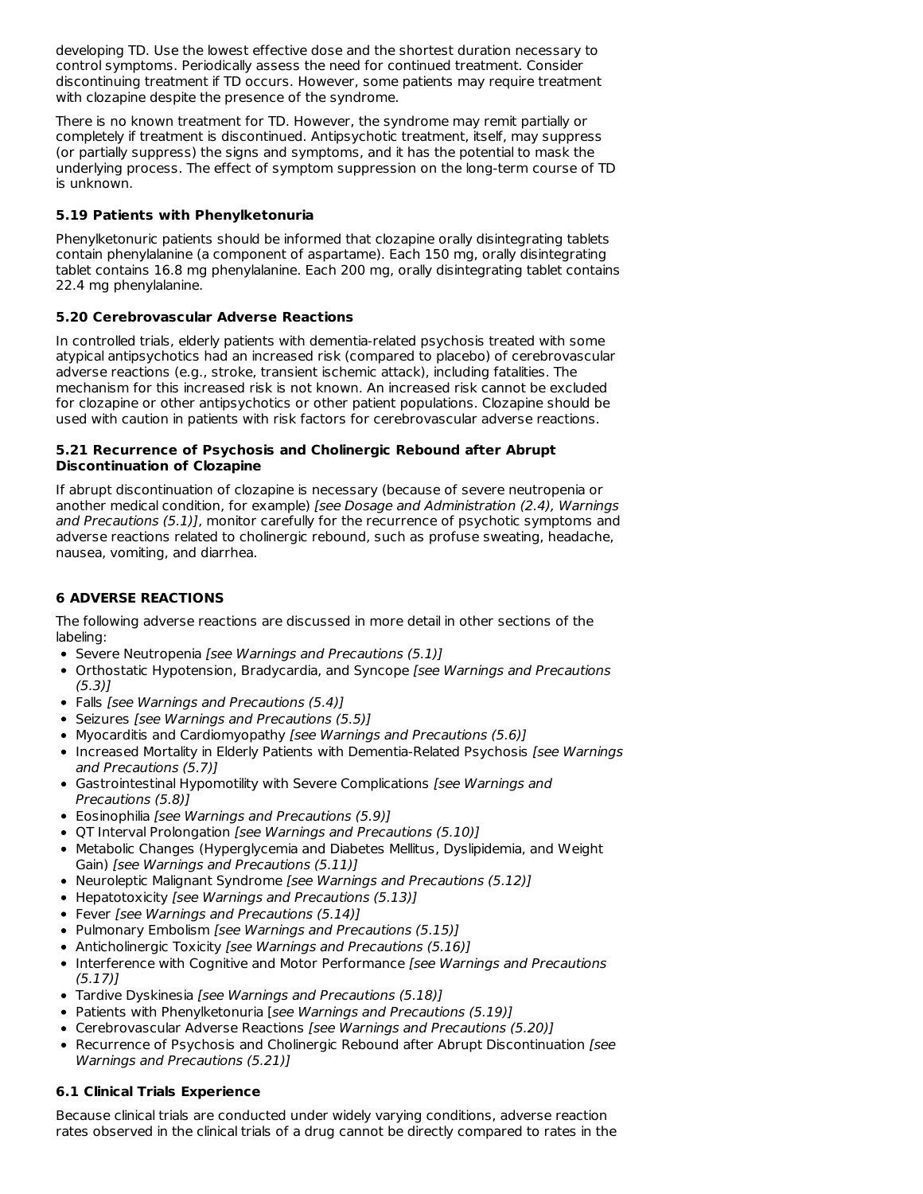developing TD. Use the lowest effective dose and the shortest duration necessary to control symptoms. Periodically assess the need for continued treatment. Consider discontinuing treatment if TD occurs. However, some patients may require treatment with clozapine despite the presence of the syndrome.

There is no known treatment for TD. However, the syndrome may remit partially or completely if treatment is discontinued. Antipsychotic treatment, itself, may suppress (or partially suppress) the signs and symptoms, and it has the potential to mask the underlying process. The effect of symptom suppression on the long-term course of TD is unknown.

### 5.19 Patients with Phenylketonuria

Phenylketonuric patients should be informed that clozapine orally disintegrating tablets contain phenylalanine (a component of aspartame). Each 150 mg, orally disintegrating tablet contains 16.8 mg phenylalanine. Each 200 mg, orally disintegrating tablet contains 22.4 mg phenylalanine.

### 5.20 Cerebrovascular Adverse Reactions

In controlled trials, elderly patients with dementia-related psychosis treated with some atypical antipsychotics had an increased risk (compared to placebo) of cerebrovascular adverse reactions (e.g., stroke, transient ischemic attack), including fatalities. The mechanism for this increased risk is not known. An increased risk cannot be excluded for clozapine or other antipsychotics or other patient populations. Clozapine should be used with caution in patients with risk factors for cerebrovascular adverse reactions.

### 5.21 Recurrence of Psychosis and Cholinergic Rebound after Abrupt Discontinuation of Clozapine

If abrupt discontinuation of clozapine is necessary (because of severe neutropenia or another medical condition, for example) *[see Dosage and Administration (2.4), Warnings and Precautions (5.1)]*, monitor carefully for the recurrence of psychotic symptoms and adverse reactions related to cholinergic rebound, such as profuse sweating, headache, nausea, vomiting, and diarrhea.

## 6 ADVERSE REACTIONS

The following adverse reactions are discussed in more detail in other sections of the labeling:

- Severe Neutropenia *[see Warnings and Precautions (5.1)]*
- Orthostatic Hypotension, Bradycardia, and Syncope *[see Warnings and Precautions (5.3)]*
- Falls *[see Warnings and Precautions (5.4)]*
- Seizures *[see Warnings and Precautions (5.5)]*
- Myocarditis and Cardiomyopathy *[see Warnings and Precautions (5.6)]*
- Increased Mortality in Elderly Patients with Dementia-Related Psychosis *[see Warnings and Precautions (5.7)]*
- Gastrointestinal Hypomotility with Severe Complications *[see Warnings and Precautions (5.8)]*
- Eosinophilia *[see Warnings and Precautions (5.9)]*
- QT Interval Prolongation *[see Warnings and Precautions (5.10)]*
- Metabolic Changes (Hyperglycemia and Diabetes Mellitus, Dyslipidemia, and Weight Gain) *[see Warnings and Precautions (5.11)]*
- Neuroleptic Malignant Syndrome *[see Warnings and Precautions (5.12)]*
- Hepatotoxicity *[see Warnings and Precautions (5.13)]*
- Fever *[see Warnings and Precautions (5.14)]*
- Pulmonary Embolism *[see Warnings and Precautions (5.15)]*
- Anticholinergic Toxicity *[see Warnings and Precautions (5.16)]*
- Interference with Cognitive and Motor Performance *[see Warnings and Precautions (5.17)]*
- Tardive Dyskinesia *[see Warnings and Precautions (5.18)]*
- Patients with Phenylketonuria [*see Warnings and Precautions (5.19)]*
- Cerebrovascular Adverse Reactions *[see Warnings and Precautions (5.20)]*
- Recurrence of Psychosis and Cholinergic Rebound after Abrupt Discontinuation *[see Warnings and Precautions (5.21)]*

### 6.1 Clinical Trials Experience

Because clinical trials are conducted under widely varying conditions, adverse reaction rates observed in the clinical trials of a drug cannot be directly compared to rates in the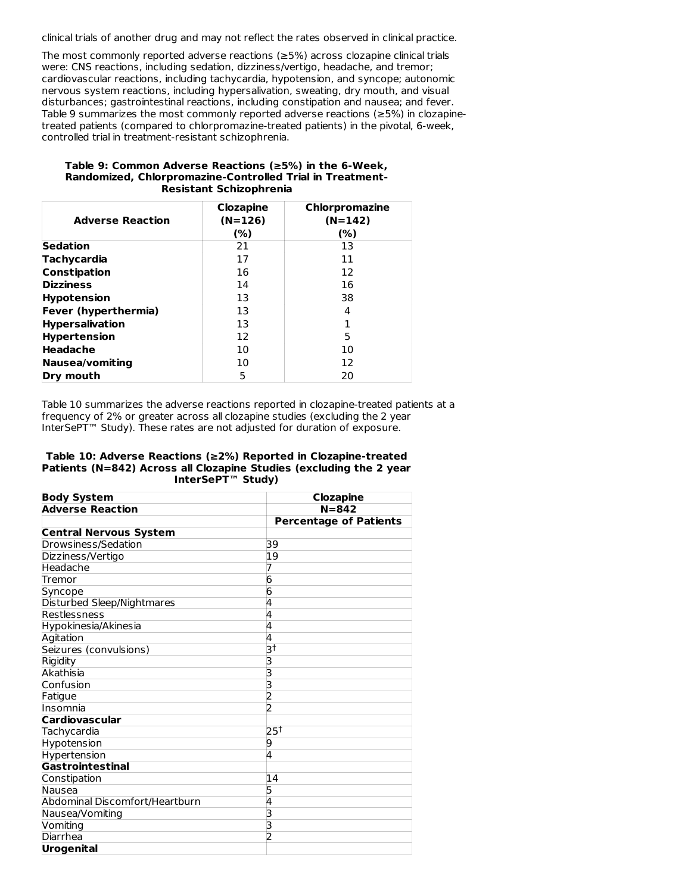clinical trials of another drug and may not reflect the rates observed in clinical practice.

The most commonly reported adverse reactions (≥5%) across clozapine clinical trials were: CNS reactions, including sedation, dizziness/vertigo, headache, and tremor; cardiovascular reactions, including tachycardia, hypotension, and syncope; autonomic nervous system reactions, including hypersalivation, sweating, dry mouth, and visual disturbances; gastrointestinal reactions, including constipation and nausea; and fever. Table 9 summarizes the most commonly reported adverse reactions (≥5%) in clozapine-treated patients (compared to chlorpromazine-treated patients) in the pivotal, 6-week, controlled trial in treatment-resistant schizophrenia.

**Table 9: Common Adverse Reactions (≥5%) in the 6-Week, Randomized, Chlorpromazine-Controlled Trial in Treatment-Resistant Schizophrenia**

| Adverse Reaction | Clozapine (N=126) (%) | Chlorpromazine (N=142) (%) |
|---|---|---|
| **Sedation** | 21 | 13 |
| **Tachycardia** | 17 | 11 |
| **Constipation** | 16 | 12 |
| **Dizziness** | 14 | 16 |
| **Hypotension** | 13 | 38 |
| **Fever (hyperthermia)** | 13 | 4 |
| **Hypersalivation** | 13 | 1 |
| **Hypertension** | 12 | 5 |
| **Headache** | 10 | 10 |
| **Nausea/vomiting** | 10 | 12 |
| **Dry mouth** | 5 | 20 |

Table 10 summarizes the adverse reactions reported in clozapine-treated patients at a frequency of 2% or greater across all clozapine studies (excluding the 2 year InterSePT™ Study). These rates are not adjusted for duration of exposure.

**Table 10: Adverse Reactions (≥2%) Reported in Clozapine-treated Patients (N=842) Across all Clozapine Studies (excluding the 2 year InterSePT™ Study)**

| Body System<br>Adverse Reaction | Clozapine<br>N=842<br>Percentage of Patients |
|---|---|
| **Central Nervous System** | |
| Drowsiness/Sedation | 39 |
| Dizziness/Vertigo | 19 |
| Headache | 7 |
| Tremor | 6 |
| Syncope | 6 |
| Disturbed Sleep/Nightmares | 4 |
| Restlessness | 4 |
| Hypokinesia/Akinesia | 4 |
| Agitation | 4 |
| Seizures (convulsions) | 3† |
| Rigidity | 3 |
| Akathisia | 3 |
| Confusion | 3 |
| Fatigue | 2 |
| Insomnia | 2 |
| **Cardiovascular** | |
| Tachycardia | 25† |
| Hypotension | 9 |
| Hypertension | 4 |
| **Gastrointestinal** | |
| Constipation | 14 |
| Nausea | 5 |
| Abdominal Discomfort/Heartburn | 4 |
| Nausea/Vomiting | 3 |
| Vomiting | 3 |
| Diarrhea | 2 |
| **Urogenital** | |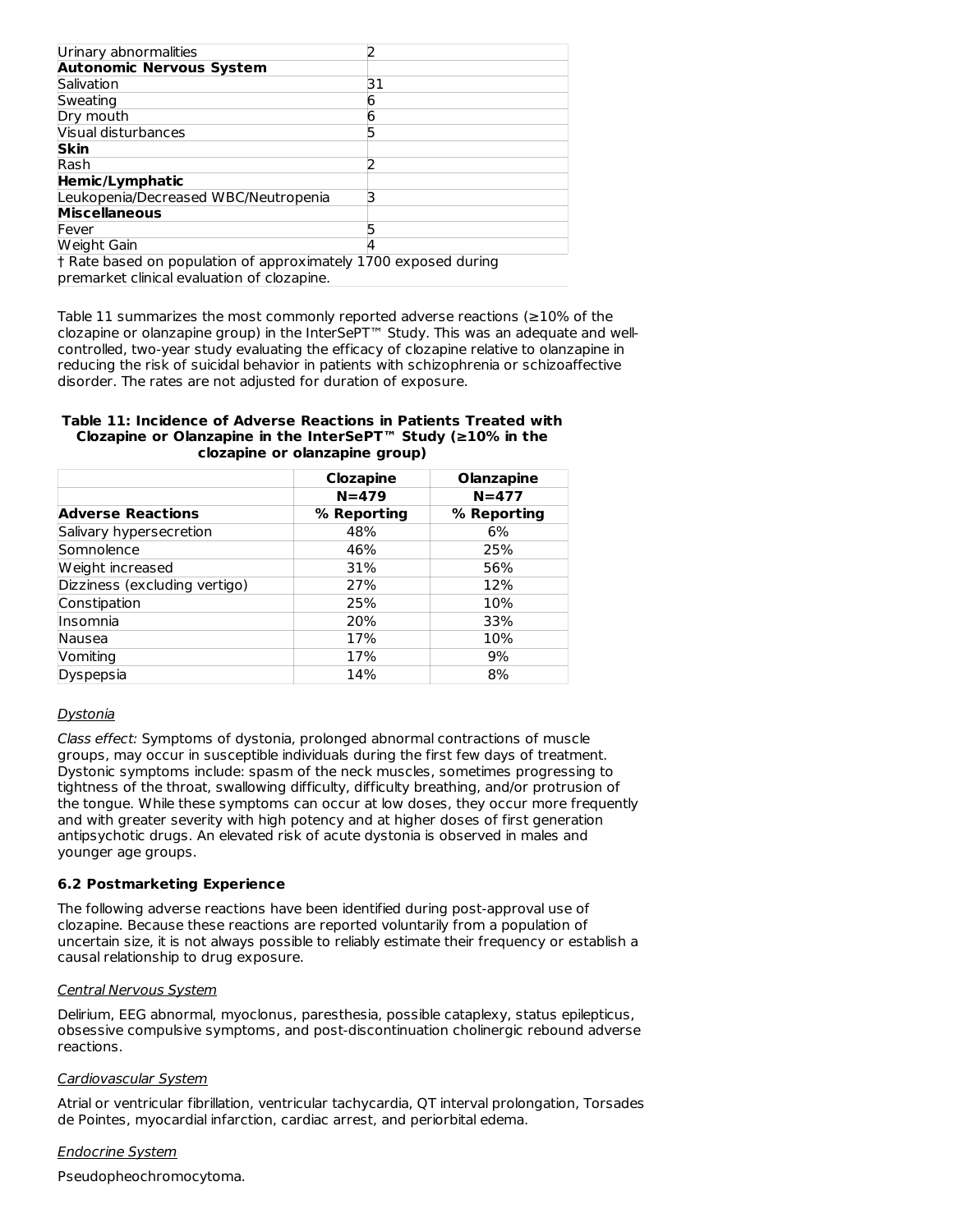| | |
|---|---|
| Urinary abnormalities | 2 |
| **Autonomic Nervous System** | |
| Salivation | 31 |
| Sweating | 6 |
| Dry mouth | 6 |
| Visual disturbances | 5 |
| **Skin** | |
| Rash | 2 |
| **Hemic/Lymphatic** | |
| Leukopenia/Decreased WBC/Neutropenia | 3 |
| **Miscellaneous** | |
| Fever | 5 |
| Weight Gain | 4 |

† Rate based on population of approximately 1700 exposed during premarket clinical evaluation of clozapine.

Table 11 summarizes the most commonly reported adverse reactions (≥10% of the clozapine or olanzapine group) in the InterSePT™ Study. This was an adequate and well-controlled, two-year study evaluating the efficacy of clozapine relative to olanzapine in reducing the risk of suicidal behavior in patients with schizophrenia or schizoaffective disorder. The rates are not adjusted for duration of exposure.

**Table 11: Incidence of Adverse Reactions in Patients Treated with Clozapine or Olanzapine in the InterSePT™ Study (≥10% in the clozapine or olanzapine group)**

| | Clozapine | Olanzapine |
|---|---|---|
| | N=479 | N=477 |
| **Adverse Reactions** | **% Reporting** | **% Reporting** |
| Salivary hypersecretion | 48% | 6% |
| Somnolence | 46% | 25% |
| Weight increased | 31% | 56% |
| Dizziness (excluding vertigo) | 27% | 12% |
| Constipation | 25% | 10% |
| Insomnia | 20% | 33% |
| Nausea | 17% | 10% |
| Vomiting | 17% | 9% |
| Dyspepsia | 14% | 8% |

_Dystonia_

*Class effect:* Symptoms of dystonia, prolonged abnormal contractions of muscle groups, may occur in susceptible individuals during the first few days of treatment. Dystonic symptoms include: spasm of the neck muscles, sometimes progressing to tightness of the throat, swallowing difficulty, difficulty breathing, and/or protrusion of the tongue. While these symptoms can occur at low doses, they occur more frequently and with greater severity with high potency and at higher doses of first generation antipsychotic drugs. An elevated risk of acute dystonia is observed in males and younger age groups.

### 6.2 Postmarketing Experience

The following adverse reactions have been identified during post-approval use of clozapine. Because these reactions are reported voluntarily from a population of uncertain size, it is not always possible to reliably estimate their frequency or establish a causal relationship to drug exposure.

_Central Nervous System_

Delirium, EEG abnormal, myoclonus, paresthesia, possible cataplexy, status epilepticus, obsessive compulsive symptoms, and post-discontinuation cholinergic rebound adverse reactions.

_Cardiovascular System_

Atrial or ventricular fibrillation, ventricular tachycardia, QT interval prolongation, Torsades de Pointes, myocardial infarction, cardiac arrest, and periorbital edema.

_Endocrine System_

Pseudopheochromocytoma.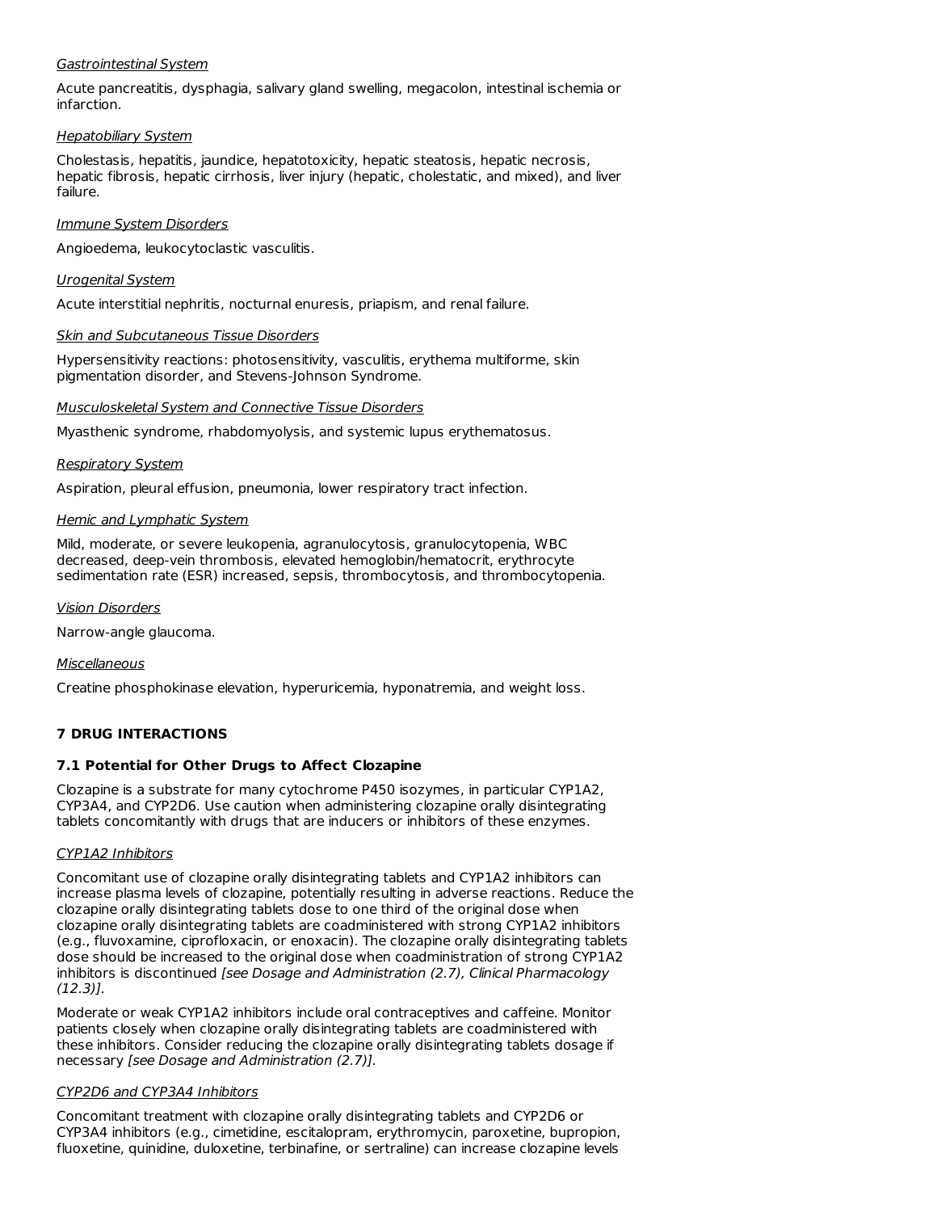*Gastrointestinal System*

Acute pancreatitis, dysphagia, salivary gland swelling, megacolon, intestinal ischemia or infarction.

*Hepatobiliary System*

Cholestasis, hepatitis, jaundice, hepatotoxicity, hepatic steatosis, hepatic necrosis, hepatic fibrosis, hepatic cirrhosis, liver injury (hepatic, cholestatic, and mixed), and liver failure.

*Immune System Disorders*

Angioedema, leukocytoclastic vasculitis.

*Urogenital System*

Acute interstitial nephritis, nocturnal enuresis, priapism, and renal failure.

*Skin and Subcutaneous Tissue Disorders*

Hypersensitivity reactions: photosensitivity, vasculitis, erythema multiforme, skin pigmentation disorder, and Stevens-Johnson Syndrome.

*Musculoskeletal System and Connective Tissue Disorders*

Myasthenic syndrome, rhabdomyolysis, and systemic lupus erythematosus.

*Respiratory System*

Aspiration, pleural effusion, pneumonia, lower respiratory tract infection.

*Hemic and Lymphatic System*

Mild, moderate, or severe leukopenia, agranulocytosis, granulocytopenia, WBC decreased, deep-vein thrombosis, elevated hemoglobin/hematocrit, erythrocyte sedimentation rate (ESR) increased, sepsis, thrombocytosis, and thrombocytopenia.

*Vision Disorders*

Narrow-angle glaucoma.

*Miscellaneous*

Creatine phosphokinase elevation, hyperuricemia, hyponatremia, and weight loss.

## 7 DRUG INTERACTIONS

### 7.1 Potential for Other Drugs to Affect Clozapine

Clozapine is a substrate for many cytochrome P450 isozymes, in particular CYP1A2, CYP3A4, and CYP2D6. Use caution when administering clozapine orally disintegrating tablets concomitantly with drugs that are inducers or inhibitors of these enzymes.

*CYP1A2 Inhibitors*

Concomitant use of clozapine orally disintegrating tablets and CYP1A2 inhibitors can increase plasma levels of clozapine, potentially resulting in adverse reactions. Reduce the clozapine orally disintegrating tablets dose to one third of the original dose when clozapine orally disintegrating tablets are coadministered with strong CYP1A2 inhibitors (e.g., fluvoxamine, ciprofloxacin, or enoxacin). The clozapine orally disintegrating tablets dose should be increased to the original dose when coadministration of strong CYP1A2 inhibitors is discontinued *[see Dosage and Administration (2.7), Clinical Pharmacology (12.3)].*

Moderate or weak CYP1A2 inhibitors include oral contraceptives and caffeine. Monitor patients closely when clozapine orally disintegrating tablets are coadministered with these inhibitors. Consider reducing the clozapine orally disintegrating tablets dosage if necessary *[see Dosage and Administration (2.7)].*

*CYP2D6 and CYP3A4 Inhibitors*

Concomitant treatment with clozapine orally disintegrating tablets and CYP2D6 or CYP3A4 inhibitors (e.g., cimetidine, escitalopram, erythromycin, paroxetine, bupropion, fluoxetine, quinidine, duloxetine, terbinafine, or sertraline) can increase clozapine levels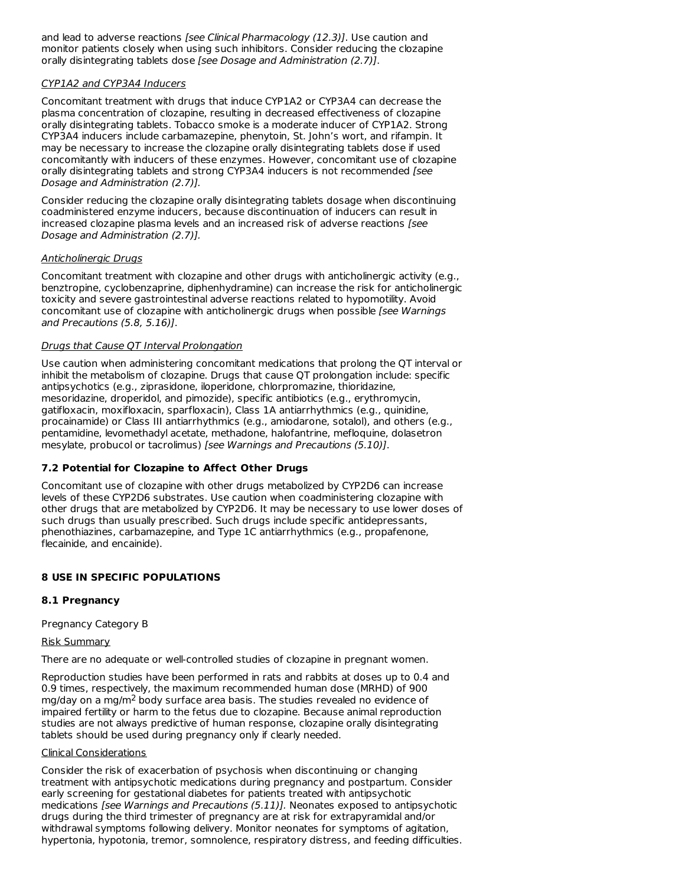and lead to adverse reactions *[see Clinical Pharmacology (12.3)]*. Use caution and monitor patients closely when using such inhibitors. Consider reducing the clozapine orally disintegrating tablets dose *[see Dosage and Administration (2.7)]*.

CYP1A2 and CYP3A4 Inducers

Concomitant treatment with drugs that induce CYP1A2 or CYP3A4 can decrease the plasma concentration of clozapine, resulting in decreased effectiveness of clozapine orally disintegrating tablets. Tobacco smoke is a moderate inducer of CYP1A2. Strong CYP3A4 inducers include carbamazepine, phenytoin, St. John's wort, and rifampin. It may be necessary to increase the clozapine orally disintegrating tablets dose if used concomitantly with inducers of these enzymes. However, concomitant use of clozapine orally disintegrating tablets and strong CYP3A4 inducers is not recommended *[see Dosage and Administration (2.7)].*

Consider reducing the clozapine orally disintegrating tablets dosage when discontinuing coadministered enzyme inducers, because discontinuation of inducers can result in increased clozapine plasma levels and an increased risk of adverse reactions *[see Dosage and Administration (2.7)].*

Anticholinergic Drugs

Concomitant treatment with clozapine and other drugs with anticholinergic activity (e.g., benztropine, cyclobenzaprine, diphenhydramine) can increase the risk for anticholinergic toxicity and severe gastrointestinal adverse reactions related to hypomotility. Avoid concomitant use of clozapine with anticholinergic drugs when possible *[see Warnings and Precautions (5.8, 5.16)]*.

Drugs that Cause QT Interval Prolongation

Use caution when administering concomitant medications that prolong the QT interval or inhibit the metabolism of clozapine. Drugs that cause QT prolongation include: specific antipsychotics (e.g., ziprasidone, iloperidone, chlorpromazine, thioridazine, mesoridazine, droperidol, and pimozide), specific antibiotics (e.g., erythromycin, gatifloxacin, moxifloxacin, sparfloxacin), Class 1A antiarrhythmics (e.g., quinidine, procainamide) or Class III antiarrhythmics (e.g., amiodarone, sotalol), and others (e.g., pentamidine, levomethadyl acetate, methadone, halofantrine, mefloquine, dolasetron mesylate, probucol or tacrolimus) *[see Warnings and Precautions (5.10)]*.

### 7.2 Potential for Clozapine to Affect Other Drugs

Concomitant use of clozapine with other drugs metabolized by CYP2D6 can increase levels of these CYP2D6 substrates. Use caution when coadministering clozapine with other drugs that are metabolized by CYP2D6. It may be necessary to use lower doses of such drugs than usually prescribed. Such drugs include specific antidepressants, phenothiazines, carbamazepine, and Type 1C antiarrhythmics (e.g., propafenone, flecainide, and encainide).

## 8 USE IN SPECIFIC POPULATIONS

### 8.1 Pregnancy

Pregnancy Category B

Risk Summary

There are no adequate or well-controlled studies of clozapine in pregnant women.

Reproduction studies have been performed in rats and rabbits at doses up to 0.4 and 0.9 times, respectively, the maximum recommended human dose (MRHD) of 900 mg/day on a mg/$m^2$ body surface area basis. The studies revealed no evidence of impaired fertility or harm to the fetus due to clozapine. Because animal reproduction studies are not always predictive of human response, clozapine orally disintegrating tablets should be used during pregnancy only if clearly needed.

Clinical Considerations

Consider the risk of exacerbation of psychosis when discontinuing or changing treatment with antipsychotic medications during pregnancy and postpartum. Consider early screening for gestational diabetes for patients treated with antipsychotic medications *[see Warnings and Precautions (5.11)]*. Neonates exposed to antipsychotic drugs during the third trimester of pregnancy are at risk for extrapyramidal and/or withdrawal symptoms following delivery. Monitor neonates for symptoms of agitation, hypertonia, hypotonia, tremor, somnolence, respiratory distress, and feeding difficulties.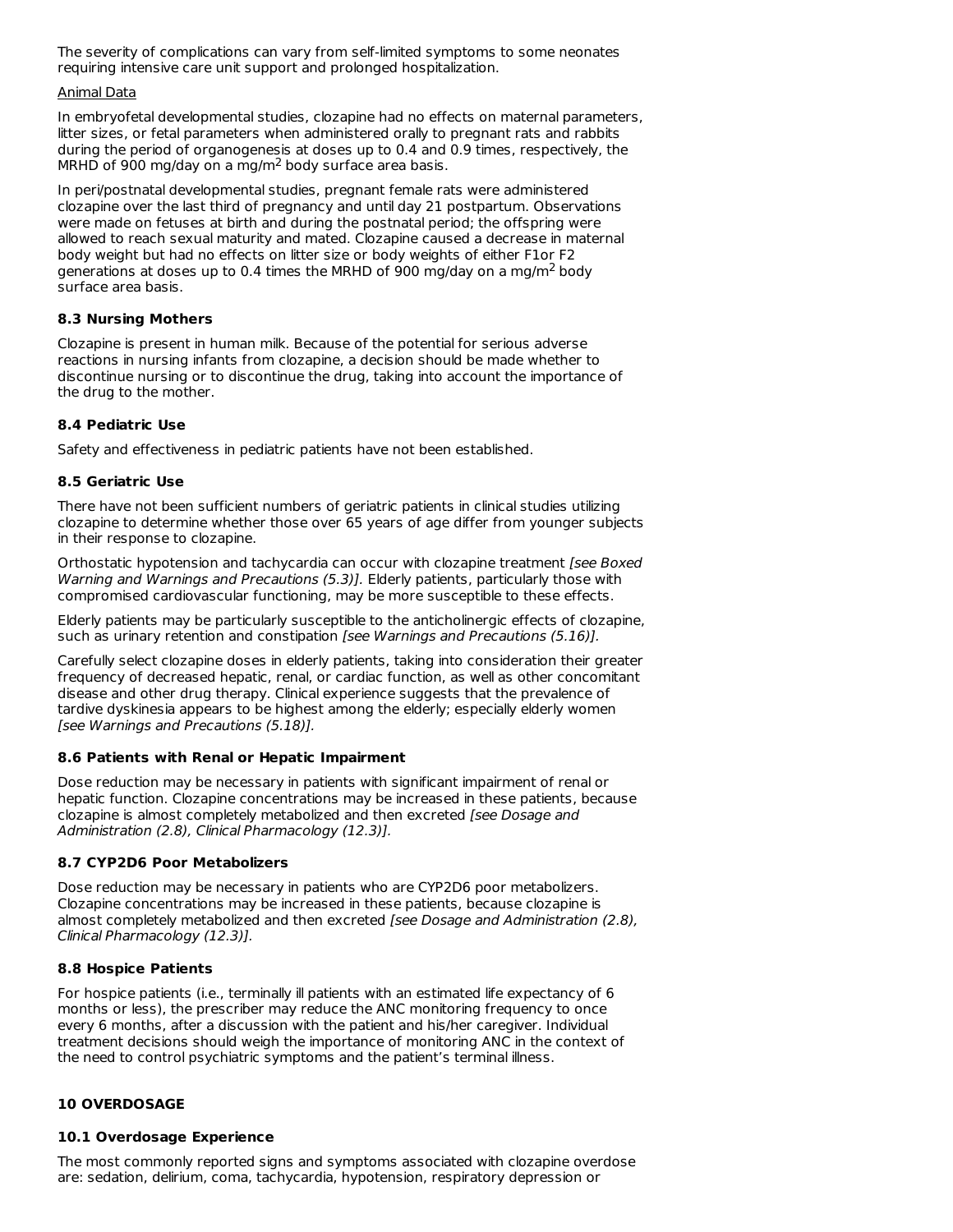The severity of complications can vary from self-limited symptoms to some neonates requiring intensive care unit support and prolonged hospitalization.

Animal Data

In embryofetal developmental studies, clozapine had no effects on maternal parameters, litter sizes, or fetal parameters when administered orally to pregnant rats and rabbits during the period of organogenesis at doses up to 0.4 and 0.9 times, respectively, the MRHD of 900 mg/day on a mg/m$^2$ body surface area basis.

In peri/postnatal developmental studies, pregnant female rats were administered clozapine over the last third of pregnancy and until day 21 postpartum. Observations were made on fetuses at birth and during the postnatal period; the offspring were allowed to reach sexual maturity and mated. Clozapine caused a decrease in maternal body weight but had no effects on litter size or body weights of either F1or F2 generations at doses up to 0.4 times the MRHD of 900 mg/day on a mg/m$^2$ body surface area basis.

### 8.3 Nursing Mothers

Clozapine is present in human milk. Because of the potential for serious adverse reactions in nursing infants from clozapine, a decision should be made whether to discontinue nursing or to discontinue the drug, taking into account the importance of the drug to the mother.

### 8.4 Pediatric Use

Safety and effectiveness in pediatric patients have not been established.

### 8.5 Geriatric Use

There have not been sufficient numbers of geriatric patients in clinical studies utilizing clozapine to determine whether those over 65 years of age differ from younger subjects in their response to clozapine.

Orthostatic hypotension and tachycardia can occur with clozapine treatment *[see Boxed Warning and Warnings and Precautions (5.3)]*. Elderly patients, particularly those with compromised cardiovascular functioning, may be more susceptible to these effects.

Elderly patients may be particularly susceptible to the anticholinergic effects of clozapine, such as urinary retention and constipation *[see Warnings and Precautions (5.16)]*.

Carefully select clozapine doses in elderly patients, taking into consideration their greater frequency of decreased hepatic, renal, or cardiac function, as well as other concomitant disease and other drug therapy. Clinical experience suggests that the prevalence of tardive dyskinesia appears to be highest among the elderly; especially elderly women *[see Warnings and Precautions (5.18)]*.

### 8.6 Patients with Renal or Hepatic Impairment

Dose reduction may be necessary in patients with significant impairment of renal or hepatic function. Clozapine concentrations may be increased in these patients, because clozapine is almost completely metabolized and then excreted *[see Dosage and Administration (2.8), Clinical Pharmacology (12.3)]*.

### 8.7 CYP2D6 Poor Metabolizers

Dose reduction may be necessary in patients who are CYP2D6 poor metabolizers. Clozapine concentrations may be increased in these patients, because clozapine is almost completely metabolized and then excreted *[see Dosage and Administration (2.8), Clinical Pharmacology (12.3)]*.

### 8.8 Hospice Patients

For hospice patients (i.e., terminally ill patients with an estimated life expectancy of 6 months or less), the prescriber may reduce the ANC monitoring frequency to once every 6 months, after a discussion with the patient and his/her caregiver. Individual treatment decisions should weigh the importance of monitoring ANC in the context of the need to control psychiatric symptoms and the patient's terminal illness.

## 10 OVERDOSAGE

### 10.1 Overdosage Experience

The most commonly reported signs and symptoms associated with clozapine overdose are: sedation, delirium, coma, tachycardia, hypotension, respiratory depression or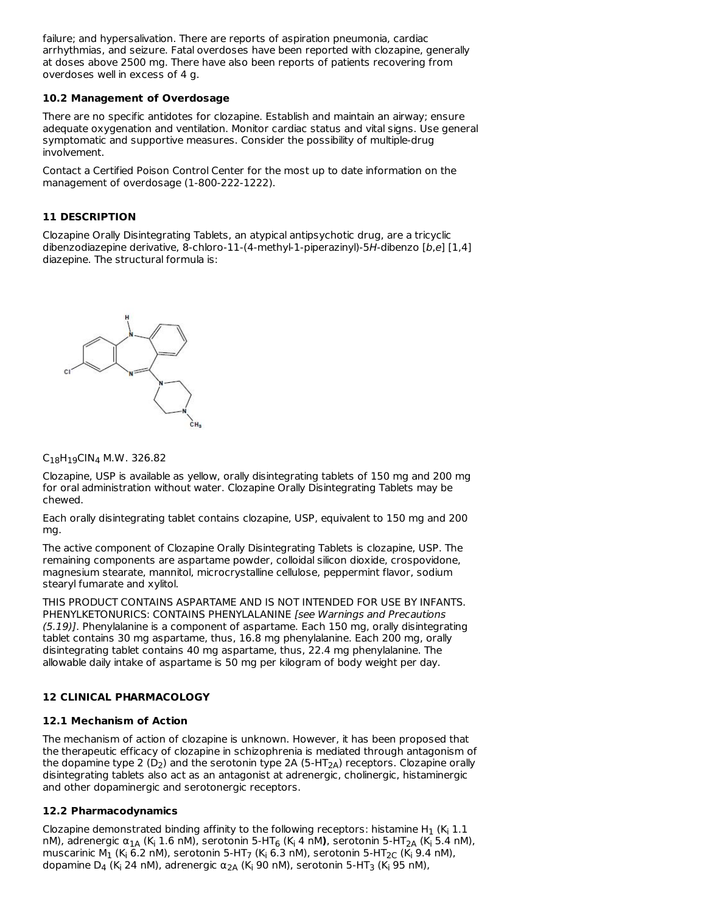failure; and hypersalivation. There are reports of aspiration pneumonia, cardiac arrhythmias, and seizure. Fatal overdoses have been reported with clozapine, generally at doses above 2500 mg. There have also been reports of patients recovering from overdoses well in excess of 4 g.

### 10.2 Management of Overdosage

There are no specific antidotes for clozapine. Establish and maintain an airway; ensure adequate oxygenation and ventilation. Monitor cardiac status and vital signs. Use general symptomatic and supportive measures. Consider the possibility of multiple-drug involvement.

Contact a Certified Poison Control Center for the most up to date information on the management of overdosage (1-800-222-1222).

## 11 DESCRIPTION

Clozapine Orally Disintegrating Tablets, an atypical antipsychotic drug, are a tricyclic dibenzodiazepine derivative, 8-chloro-11-(4-methyl-1-piperazinyl)-5*H*-dibenzo [*b*,*e*] [1,4] diazepine. The structural formula is:

$C_{18}H_{19}ClN_4$ M.W. 326.82

Clozapine, USP is available as yellow, orally disintegrating tablets of 150 mg and 200 mg for oral administration without water. Clozapine Orally Disintegrating Tablets may be chewed.

Each orally disintegrating tablet contains clozapine, USP, equivalent to 150 mg and 200 mg.

The active component of Clozapine Orally Disintegrating Tablets is clozapine, USP. The remaining components are aspartame powder, colloidal silicon dioxide, crospovidone, magnesium stearate, mannitol, microcrystalline cellulose, peppermint flavor, sodium stearyl fumarate and xylitol.

THIS PRODUCT CONTAINS ASPARTAME AND IS NOT INTENDED FOR USE BY INFANTS. PHENYLKETONURICS: CONTAINS PHENYLALANINE *[see Warnings and Precautions (5.19)]*. Phenylalanine is a component of aspartame. Each 150 mg, orally disintegrating tablet contains 30 mg aspartame, thus, 16.8 mg phenylalanine. Each 200 mg, orally disintegrating tablet contains 40 mg aspartame, thus, 22.4 mg phenylalanine. The allowable daily intake of aspartame is 50 mg per kilogram of body weight per day.

## 12 CLINICAL PHARMACOLOGY

### 12.1 Mechanism of Action

The mechanism of action of clozapine is unknown. However, it has been proposed that the therapeutic efficacy of clozapine in schizophrenia is mediated through antagonism of the dopamine type 2 ($D_2$) and the serotonin type 2A (5-$HT_{2A}$) receptors. Clozapine orally disintegrating tablets also act as an antagonist at adrenergic, cholinergic, histaminergic and other dopaminergic and serotonergic receptors.

### 12.2 Pharmacodynamics

Clozapine demonstrated binding affinity to the following receptors: histamine $H_1$ ($K_i$ 1.1 nM), adrenergic $\alpha_{1A}$ ($K_i$ 1.6 nM), serotonin 5-$HT_6$ ($K_i$ 4 nM), serotonin 5-$HT_{2A}$ ($K_i$ 5.4 nM), muscarinic $M_1$ ($K_i$ 6.2 nM), serotonin 5-$HT_7$ ($K_i$ 6.3 nM), serotonin 5-$HT_{2C}$ ($K_i$ 9.4 nM), dopamine $D_4$ ($K_i$ 24 nM), adrenergic $\alpha_{2A}$ ($K_i$ 90 nM), serotonin 5-$HT_3$ ($K_i$ 95 nM),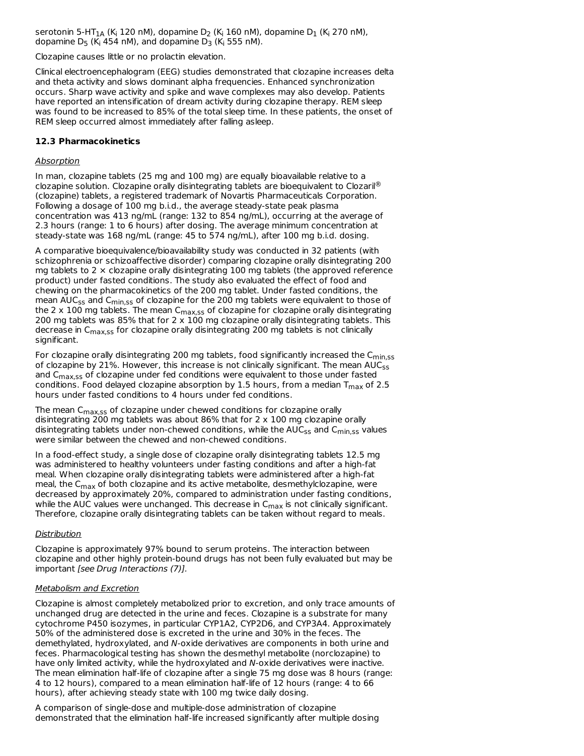serotonin 5-$HT_{1A}$ ($K_i$ 120 nM), dopamine $D_2$ ($K_i$ 160 nM), dopamine $D_1$ ($K_i$ 270 nM), dopamine $D_5$ ($K_i$ 454 nM), and dopamine $D_3$ ($K_i$ 555 nM).

Clozapine causes little or no prolactin elevation.

Clinical electroencephalogram (EEG) studies demonstrated that clozapine increases delta and theta activity and slows dominant alpha frequencies. Enhanced synchronization occurs. Sharp wave activity and spike and wave complexes may also develop. Patients have reported an intensification of dream activity during clozapine therapy. REM sleep was found to be increased to 85% of the total sleep time. In these patients, the onset of REM sleep occurred almost immediately after falling asleep.

### 12.3 Pharmacokinetics

Absorption

In man, clozapine tablets (25 mg and 100 mg) are equally bioavailable relative to a clozapine solution. Clozapine orally disintegrating tablets are bioequivalent to Clozaril® (clozapine) tablets, a registered trademark of Novartis Pharmaceuticals Corporation. Following a dosage of 100 mg b.i.d., the average steady-state peak plasma concentration was 413 ng/mL (range: 132 to 854 ng/mL), occurring at the average of 2.3 hours (range: 1 to 6 hours) after dosing. The average minimum concentration at steady-state was 168 ng/mL (range: 45 to 574 ng/mL), after 100 mg b.i.d. dosing.

A comparative bioequivalence/bioavailability study was conducted in 32 patients (with schizophrenia or schizoaffective disorder) comparing clozapine orally disintegrating 200 mg tablets to 2 × clozapine orally disintegrating 100 mg tablets (the approved reference product) under fasted conditions. The study also evaluated the effect of food and chewing on the pharmacokinetics of the 200 mg tablet. Under fasted conditions, the mean $AUC_{ss}$ and $C_{min,ss}$ of clozapine for the 200 mg tablets were equivalent to those of the 2 x 100 mg tablets. The mean $C_{max,ss}$ of clozapine for clozapine orally disintegrating 200 mg tablets was 85% that for 2 x 100 mg clozapine orally disintegrating tablets. This decrease in $C_{max,ss}$ for clozapine orally disintegrating 200 mg tablets is not clinically significant.

For clozapine orally disintegrating 200 mg tablets, food significantly increased the $C_{min,ss}$ of clozapine by 21%. However, this increase is not clinically significant. The mean $AUC_{ss}$ and $C_{max,ss}$ of clozapine under fed conditions were equivalent to those under fasted conditions. Food delayed clozapine absorption by 1.5 hours, from a median $T_{max}$ of 2.5 hours under fasted conditions to 4 hours under fed conditions.

The mean $C_{max,ss}$ of clozapine under chewed conditions for clozapine orally disintegrating 200 mg tablets was about 86% that for 2 x 100 mg clozapine orally disintegrating tablets under non-chewed conditions, while the $AUC_{ss}$ and $C_{min,ss}$ values were similar between the chewed and non-chewed conditions.

In a food-effect study, a single dose of clozapine orally disintegrating tablets 12.5 mg was administered to healthy volunteers under fasting conditions and after a high-fat meal. When clozapine orally disintegrating tablets were administered after a high-fat meal, the $C_{max}$ of both clozapine and its active metabolite, desmethylclozapine, were decreased by approximately 20%, compared to administration under fasting conditions, while the AUC values were unchanged. This decrease in $C_{max}$ is not clinically significant. Therefore, clozapine orally disintegrating tablets can be taken without regard to meals.

Distribution

Clozapine is approximately 97% bound to serum proteins. The interaction between clozapine and other highly protein-bound drugs has not been fully evaluated but may be important *[see Drug Interactions (7)]*.

Metabolism and Excretion

Clozapine is almost completely metabolized prior to excretion, and only trace amounts of unchanged drug are detected in the urine and feces. Clozapine is a substrate for many cytochrome P450 isozymes, in particular CYP1A2, CYP2D6, and CYP3A4. Approximately 50% of the administered dose is excreted in the urine and 30% in the feces. The demethylated, hydroxylated, and *N*-oxide derivatives are components in both urine and feces. Pharmacological testing has shown the desmethyl metabolite (norclozapine) to have only limited activity, while the hydroxylated and *N*-oxide derivatives were inactive. The mean elimination half-life of clozapine after a single 75 mg dose was 8 hours (range: 4 to 12 hours), compared to a mean elimination half-life of 12 hours (range: 4 to 66 hours), after achieving steady state with 100 mg twice daily dosing.

A comparison of single-dose and multiple-dose administration of clozapine demonstrated that the elimination half-life increased significantly after multiple dosing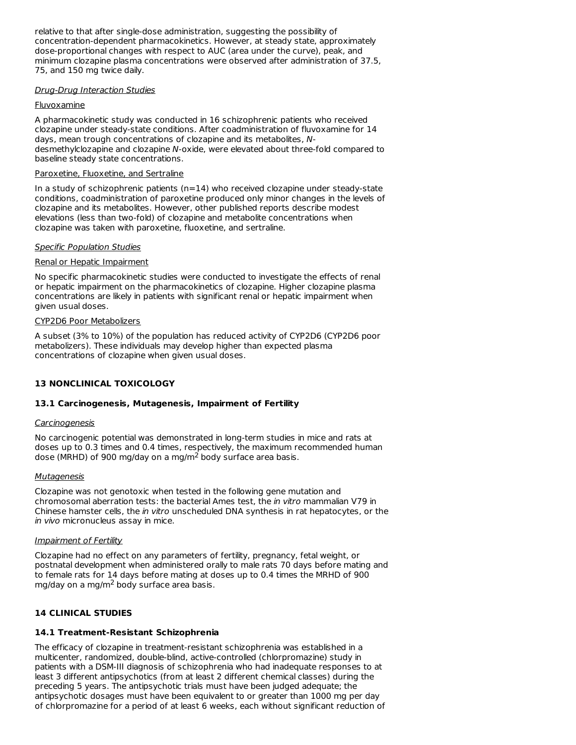relative to that after single-dose administration, suggesting the possibility of concentration-dependent pharmacokinetics. However, at steady state, approximately dose-proportional changes with respect to AUC (area under the curve), peak, and minimum clozapine plasma concentrations were observed after administration of 37.5, 75, and 150 mg twice daily.

*Drug-Drug Interaction Studies*

Fluvoxamine

A pharmacokinetic study was conducted in 16 schizophrenic patients who received clozapine under steady-state conditions. After coadministration of fluvoxamine for 14 days, mean trough concentrations of clozapine and its metabolites, *N*-desmethylclozapine and clozapine *N*-oxide, were elevated about three-fold compared to baseline steady state concentrations.

Paroxetine, Fluoxetine, and Sertraline

In a study of schizophrenic patients (n=14) who received clozapine under steady-state conditions, coadministration of paroxetine produced only minor changes in the levels of clozapine and its metabolites. However, other published reports describe modest elevations (less than two-fold) of clozapine and metabolite concentrations when clozapine was taken with paroxetine, fluoxetine, and sertraline.

*Specific Population Studies*

Renal or Hepatic Impairment

No specific pharmacokinetic studies were conducted to investigate the effects of renal or hepatic impairment on the pharmacokinetics of clozapine. Higher clozapine plasma concentrations are likely in patients with significant renal or hepatic impairment when given usual doses.

CYP2D6 Poor Metabolizers

A subset (3% to 10%) of the population has reduced activity of CYP2D6 (CYP2D6 poor metabolizers). These individuals may develop higher than expected plasma concentrations of clozapine when given usual doses.

## 13 NONCLINICAL TOXICOLOGY

### 13.1 Carcinogenesis, Mutagenesis, Impairment of Fertility

*Carcinogenesis*

No carcinogenic potential was demonstrated in long-term studies in mice and rats at doses up to 0.3 times and 0.4 times, respectively, the maximum recommended human dose (MRHD) of 900 mg/day on a mg/m$^2$ body surface area basis.

*Mutagenesis*

Clozapine was not genotoxic when tested in the following gene mutation and chromosomal aberration tests: the bacterial Ames test, the *in vitro* mammalian V79 in Chinese hamster cells, the *in vitro* unscheduled DNA synthesis in rat hepatocytes, or the *in vivo* micronucleus assay in mice.

*Impairment of Fertility*

Clozapine had no effect on any parameters of fertility, pregnancy, fetal weight, or postnatal development when administered orally to male rats 70 days before mating and to female rats for 14 days before mating at doses up to 0.4 times the MRHD of 900 mg/day on a mg/m$^2$ body surface area basis.

## 14 CLINICAL STUDIES

### 14.1 Treatment-Resistant Schizophrenia

The efficacy of clozapine in treatment-resistant schizophrenia was established in a multicenter, randomized, double-blind, active-controlled (chlorpromazine) study in patients with a DSM-III diagnosis of schizophrenia who had inadequate responses to at least 3 different antipsychotics (from at least 2 different chemical classes) during the preceding 5 years. The antipsychotic trials must have been judged adequate; the antipsychotic dosages must have been equivalent to or greater than 1000 mg per day of chlorpromazine for a period of at least 6 weeks, each without significant reduction of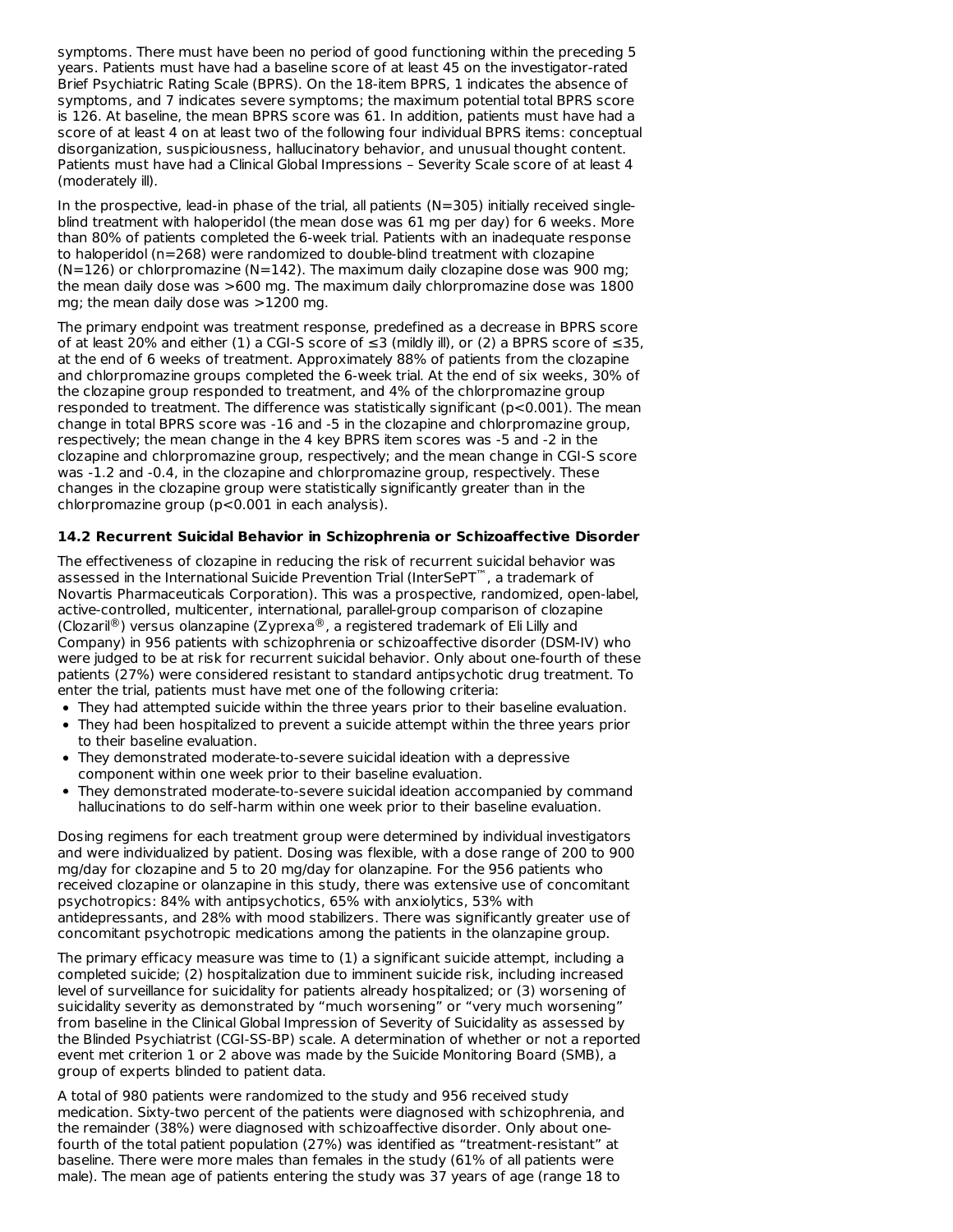symptoms. There must have been no period of good functioning within the preceding 5 years. Patients must have had a baseline score of at least 45 on the investigator-rated Brief Psychiatric Rating Scale (BPRS). On the 18-item BPRS, 1 indicates the absence of symptoms, and 7 indicates severe symptoms; the maximum potential total BPRS score is 126. At baseline, the mean BPRS score was 61. In addition, patients must have had a score of at least 4 on at least two of the following four individual BPRS items: conceptual disorganization, suspiciousness, hallucinatory behavior, and unusual thought content. Patients must have had a Clinical Global Impressions – Severity Scale score of at least 4 (moderately ill).

In the prospective, lead-in phase of the trial, all patients (N=305) initially received single-blind treatment with haloperidol (the mean dose was 61 mg per day) for 6 weeks. More than 80% of patients completed the 6-week trial. Patients with an inadequate response to haloperidol (n=268) were randomized to double-blind treatment with clozapine (N=126) or chlorpromazine (N=142). The maximum daily clozapine dose was 900 mg; the mean daily dose was >600 mg. The maximum daily chlorpromazine dose was 1800 mg; the mean daily dose was >1200 mg.

The primary endpoint was treatment response, predefined as a decrease in BPRS score of at least 20% and either (1) a CGI-S score of ≤3 (mildly ill), or (2) a BPRS score of ≤35, at the end of 6 weeks of treatment. Approximately 88% of patients from the clozapine and chlorpromazine groups completed the 6-week trial. At the end of six weeks, 30% of the clozapine group responded to treatment, and 4% of the chlorpromazine group responded to treatment. The difference was statistically significant ($p<0.001$). The mean change in total BPRS score was -16 and -5 in the clozapine and chlorpromazine group, respectively; the mean change in the 4 key BPRS item scores was -5 and -2 in the clozapine and chlorpromazine group, respectively; and the mean change in CGI-S score was -1.2 and -0.4, in the clozapine and chlorpromazine group, respectively. These changes in the clozapine group were statistically significantly greater than in the chlorpromazine group ($p<0.001$ in each analysis).

### 14.2 Recurrent Suicidal Behavior in Schizophrenia or Schizoaffective Disorder

The effectiveness of clozapine in reducing the risk of recurrent suicidal behavior was assessed in the International Suicide Prevention Trial (InterSePT™, a trademark of Novartis Pharmaceuticals Corporation). This was a prospective, randomized, open-label, active-controlled, multicenter, international, parallel-group comparison of clozapine (Clozaril®) versus olanzapine (Zyprexa®, a registered trademark of Eli Lilly and Company) in 956 patients with schizophrenia or schizoaffective disorder (DSM-IV) who were judged to be at risk for recurrent suicidal behavior. Only about one-fourth of these patients (27%) were considered resistant to standard antipsychotic drug treatment. To enter the trial, patients must have met one of the following criteria:

- They had attempted suicide within the three years prior to their baseline evaluation.
- They had been hospitalized to prevent a suicide attempt within the three years prior to their baseline evaluation.
- They demonstrated moderate-to-severe suicidal ideation with a depressive component within one week prior to their baseline evaluation.
- They demonstrated moderate-to-severe suicidal ideation accompanied by command hallucinations to do self-harm within one week prior to their baseline evaluation.

Dosing regimens for each treatment group were determined by individual investigators and were individualized by patient. Dosing was flexible, with a dose range of 200 to 900 mg/day for clozapine and 5 to 20 mg/day for olanzapine. For the 956 patients who received clozapine or olanzapine in this study, there was extensive use of concomitant psychotropics: 84% with antipsychotics, 65% with anxiolytics, 53% with antidepressants, and 28% with mood stabilizers. There was significantly greater use of concomitant psychotropic medications among the patients in the olanzapine group.

The primary efficacy measure was time to (1) a significant suicide attempt, including a completed suicide; (2) hospitalization due to imminent suicide risk, including increased level of surveillance for suicidality for patients already hospitalized; or (3) worsening of suicidality severity as demonstrated by "much worsening" or "very much worsening" from baseline in the Clinical Global Impression of Severity of Suicidality as assessed by the Blinded Psychiatrist (CGI-SS-BP) scale. A determination of whether or not a reported event met criterion 1 or 2 above was made by the Suicide Monitoring Board (SMB), a group of experts blinded to patient data.

A total of 980 patients were randomized to the study and 956 received study medication. Sixty-two percent of the patients were diagnosed with schizophrenia, and the remainder (38%) were diagnosed with schizoaffective disorder. Only about one-fourth of the total patient population (27%) was identified as "treatment-resistant" at baseline. There were more males than females in the study (61% of all patients were male). The mean age of patients entering the study was 37 years of age (range 18 to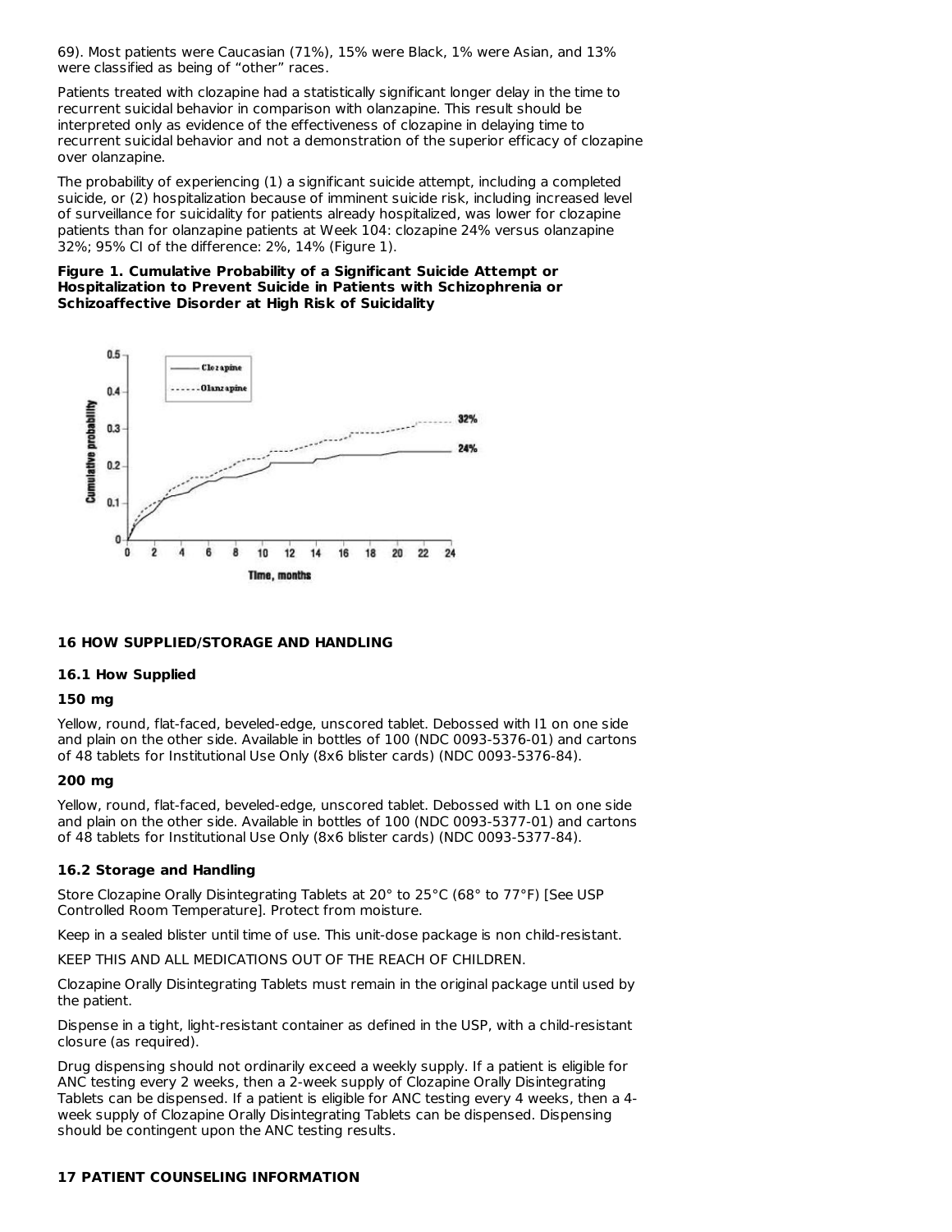69). Most patients were Caucasian (71%), 15% were Black, 1% were Asian, and 13% were classified as being of "other" races.

Patients treated with clozapine had a statistically significant longer delay in the time to recurrent suicidal behavior in comparison with olanzapine. This result should be interpreted only as evidence of the effectiveness of clozapine in delaying time to recurrent suicidal behavior and not a demonstration of the superior efficacy of clozapine over olanzapine.

The probability of experiencing (1) a significant suicide attempt, including a completed suicide, or (2) hospitalization because of imminent suicide risk, including increased level of surveillance for suicidality for patients already hospitalized, was lower for clozapine patients than for olanzapine patients at Week 104: clozapine 24% versus olanzapine 32%; 95% CI of the difference: 2%, 14% (Figure 1).

**Figure 1. Cumulative Probability of a Significant Suicide Attempt or Hospitalization to Prevent Suicide in Patients with Schizophrenia or Schizoaffective Disorder at High Risk of Suicidality**

## 16 HOW SUPPLIED/STORAGE AND HANDLING

### 16.1 How Supplied

**150 mg**

Yellow, round, flat-faced, beveled-edge, unscored tablet. Debossed with I1 on one side and plain on the other side. Available in bottles of 100 (NDC 0093-5376-01) and cartons of 48 tablets for Institutional Use Only (8x6 blister cards) (NDC 0093-5376-84).

**200 mg**

Yellow, round, flat-faced, beveled-edge, unscored tablet. Debossed with L1 on one side and plain on the other side. Available in bottles of 100 (NDC 0093-5377-01) and cartons of 48 tablets for Institutional Use Only (8x6 blister cards) (NDC 0093-5377-84).

### 16.2 Storage and Handling

Store Clozapine Orally Disintegrating Tablets at 20° to 25°C (68° to 77°F) [See USP Controlled Room Temperature]. Protect from moisture.

Keep in a sealed blister until time of use. This unit-dose package is non child-resistant.

KEEP THIS AND ALL MEDICATIONS OUT OF THE REACH OF CHILDREN.

Clozapine Orally Disintegrating Tablets must remain in the original package until used by the patient.

Dispense in a tight, light-resistant container as defined in the USP, with a child-resistant closure (as required).

Drug dispensing should not ordinarily exceed a weekly supply. If a patient is eligible for ANC testing every 2 weeks, then a 2-week supply of Clozapine Orally Disintegrating Tablets can be dispensed. If a patient is eligible for ANC testing every 4 weeks, then a 4-week supply of Clozapine Orally Disintegrating Tablets can be dispensed. Dispensing should be contingent upon the ANC testing results.

## 17 PATIENT COUNSELING INFORMATION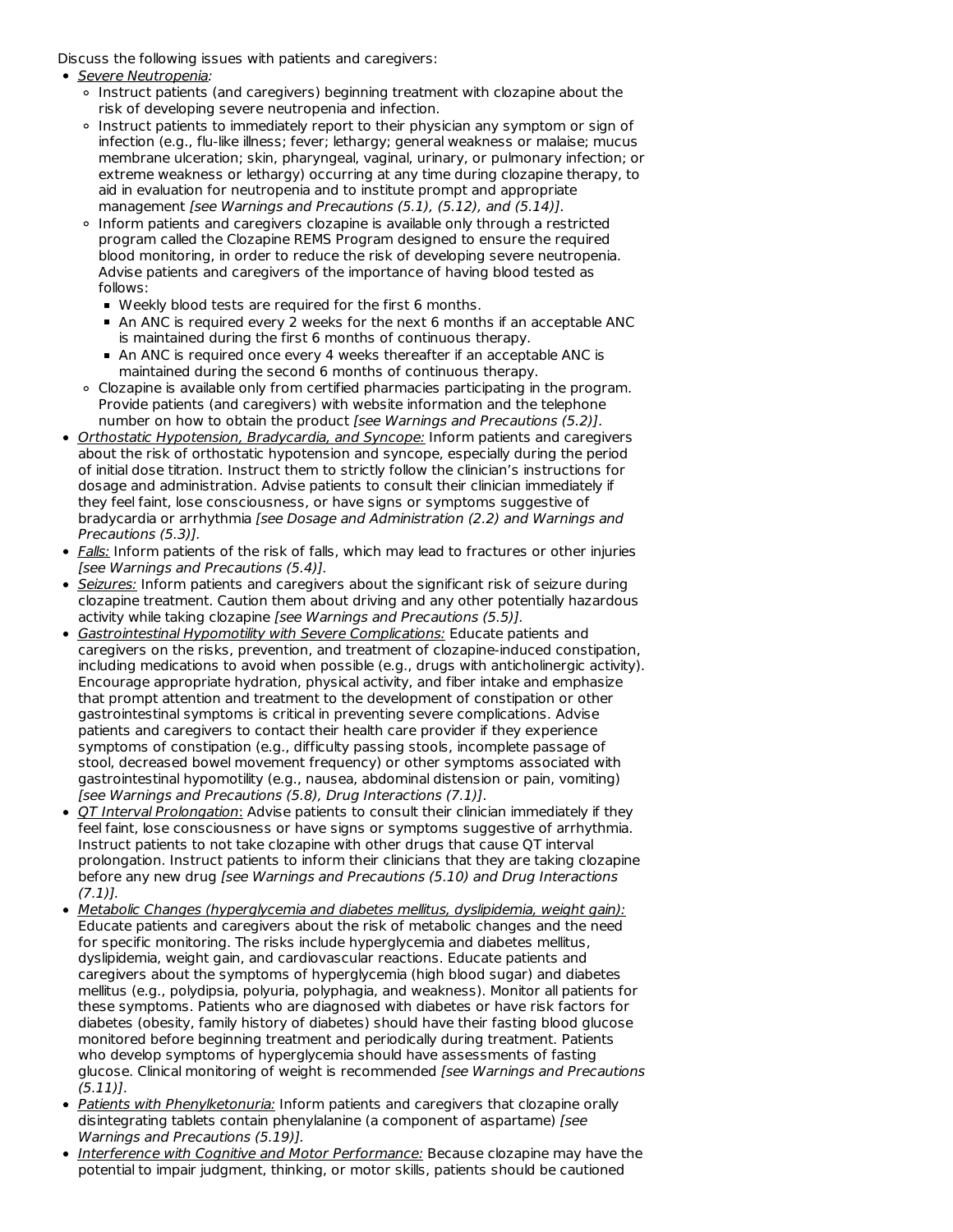Discuss the following issues with patients and caregivers:

- <u>*Severe Neutropenia:*</u>
  - Instruct patients (and caregivers) beginning treatment with clozapine about the risk of developing severe neutropenia and infection.
  - Instruct patients to immediately report to their physician any symptom or sign of infection (e.g., flu-like illness; fever; lethargy; general weakness or malaise; mucus membrane ulceration; skin, pharyngeal, vaginal, urinary, or pulmonary infection; or extreme weakness or lethargy) occurring at any time during clozapine therapy, to aid in evaluation for neutropenia and to institute prompt and appropriate management *[see Warnings and Precautions (5.1), (5.12), and (5.14)]*.
  - Inform patients and caregivers clozapine is available only through a restricted program called the Clozapine REMS Program designed to ensure the required blood monitoring, in order to reduce the risk of developing severe neutropenia. Advise patients and caregivers of the importance of having blood tested as follows:
    - Weekly blood tests are required for the first 6 months.
    - An ANC is required every 2 weeks for the next 6 months if an acceptable ANC is maintained during the first 6 months of continuous therapy.
    - An ANC is required once every 4 weeks thereafter if an acceptable ANC is maintained during the second 6 months of continuous therapy.
  - Clozapine is available only from certified pharmacies participating in the program. Provide patients (and caregivers) with website information and the telephone number on how to obtain the product *[see Warnings and Precautions (5.2)]*.
- <u>*Orthostatic Hypotension, Bradycardia, and Syncope:*</u> Inform patients and caregivers about the risk of orthostatic hypotension and syncope, especially during the period of initial dose titration. Instruct them to strictly follow the clinician's instructions for dosage and administration. Advise patients to consult their clinician immediately if they feel faint, lose consciousness, or have signs or symptoms suggestive of bradycardia or arrhythmia *[see Dosage and Administration (2.2) and Warnings and Precautions (5.3)]*.
- <u>*Falls:*</u> Inform patients of the risk of falls, which may lead to fractures or other injuries *[see Warnings and Precautions (5.4)]*.
- <u>*Seizures:*</u> Inform patients and caregivers about the significant risk of seizure during clozapine treatment. Caution them about driving and any other potentially hazardous activity while taking clozapine *[see Warnings and Precautions (5.5)]*.
- <u>*Gastrointestinal Hypomotility with Severe Complications:*</u> Educate patients and caregivers on the risks, prevention, and treatment of clozapine-induced constipation, including medications to avoid when possible (e.g., drugs with anticholinergic activity). Encourage appropriate hydration, physical activity, and fiber intake and emphasize that prompt attention and treatment to the development of constipation or other gastrointestinal symptoms is critical in preventing severe complications. Advise patients and caregivers to contact their health care provider if they experience symptoms of constipation (e.g., difficulty passing stools, incomplete passage of stool, decreased bowel movement frequency) or other symptoms associated with gastrointestinal hypomotility (e.g., nausea, abdominal distension or pain, vomiting) *[see Warnings and Precautions (5.8), Drug Interactions (7.1)]*.
- <u>*QT Interval Prolongation*</u>: Advise patients to consult their clinician immediately if they feel faint, lose consciousness or have signs or symptoms suggestive of arrhythmia. Instruct patients to not take clozapine with other drugs that cause QT interval prolongation. Instruct patients to inform their clinicians that they are taking clozapine before any new drug *[see Warnings and Precautions (5.10) and Drug Interactions (7.1)]*.
- <u>*Metabolic Changes (hyperglycemia and diabetes mellitus, dyslipidemia, weight gain):*</u> Educate patients and caregivers about the risk of metabolic changes and the need for specific monitoring. The risks include hyperglycemia and diabetes mellitus, dyslipidemia, weight gain, and cardiovascular reactions. Educate patients and caregivers about the symptoms of hyperglycemia (high blood sugar) and diabetes mellitus (e.g., polydipsia, polyuria, polyphagia, and weakness). Monitor all patients for these symptoms. Patients who are diagnosed with diabetes or have risk factors for diabetes (obesity, family history of diabetes) should have their fasting blood glucose monitored before beginning treatment and periodically during treatment. Patients who develop symptoms of hyperglycemia should have assessments of fasting glucose. Clinical monitoring of weight is recommended *[see Warnings and Precautions (5.11)]*.
- <u>*Patients with Phenylketonuria:*</u> Inform patients and caregivers that clozapine orally disintegrating tablets contain phenylalanine (a component of aspartame) *[see Warnings and Precautions (5.19)]*.
- <u>*Interference with Cognitive and Motor Performance:*</u> Because clozapine may have the potential to impair judgment, thinking, or motor skills, patients should be cautioned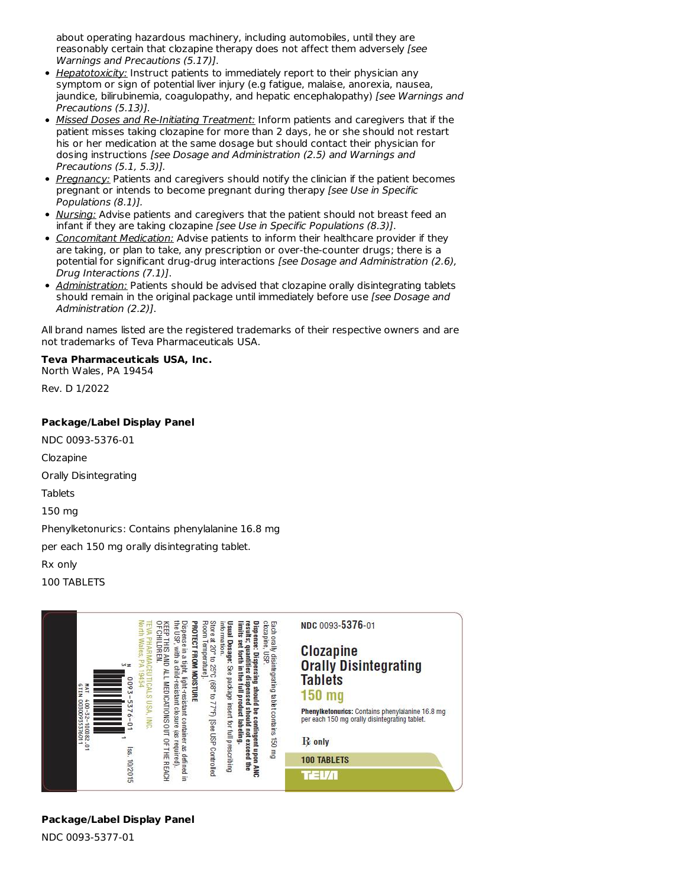about operating hazardous machinery, including automobiles, until they are reasonably certain that clozapine therapy does not affect them adversely *[see Warnings and Precautions (5.17)]*.

- Hepatotoxicity: Instruct patients to immediately report to their physician any symptom or sign of potential liver injury (e.g fatigue, malaise, anorexia, nausea, jaundice, bilirubinemia, coagulopathy, and hepatic encephalopathy) *[see Warnings and Precautions (5.13)]*.
- Missed Doses and Re-Initiating Treatment: Inform patients and caregivers that if the patient misses taking clozapine for more than 2 days, he or she should not restart his or her medication at the same dosage but should contact their physician for dosing instructions *[see Dosage and Administration (2.5) and Warnings and Precautions (5.1, 5.3)]*.
- Pregnancy: Patients and caregivers should notify the clinician if the patient becomes pregnant or intends to become pregnant during therapy *[see Use in Specific Populations (8.1)]*.
- Nursing: Advise patients and caregivers that the patient should not breast feed an infant if they are taking clozapine *[see Use in Specific Populations (8.3)]*.
- Concomitant Medication: Advise patients to inform their healthcare provider if they are taking, or plan to take, any prescription or over-the-counter drugs; there is a potential for significant drug-drug interactions *[see Dosage and Administration (2.6), Drug Interactions (7.1)]*.
- Administration: Patients should be advised that clozapine orally disintegrating tablets should remain in the original package until immediately before use *[see Dosage and Administration (2.2)]*.

All brand names listed are the registered trademarks of their respective owners and are not trademarks of Teva Pharmaceuticals USA.

**Teva Pharmaceuticals USA, Inc.**
North Wales, PA 19454

Rev. D 1/2022

**Package/Label Display Panel**

NDC 0093-5376-01

Clozapine

Orally Disintegrating

Tablets

150 mg

Phenylketonurics: Contains phenylalanine 16.8 mg

per each 150 mg orally disintegrating tablet.

Rx only

100 TABLETS

NDC 0093-5376-01

Clozapine Orally Disintegrating Tablets 150 mg

Phenylketonurics: Contains phenylalanine 16.8 mg per each 150 mg orally disintegrating tablet.

℞ only

100 TABLETS

TEVA

Each orally disintegrating tablet contains 150 mg clozapine, USP.

**Dispense: Dispensing should be contingent upon ANC results; quantities dispensed should not exceed the limits set forth in the full product labeling.**

**Usual Dosage:** See package insert for full prescribing information.

Store at 20° to 25°C (68° to 77°F) [See USP Controlled Room Temperature].

**PROTECT FROM MOISTURE**

Dispense in a tight, light-resistant container as defined in the USP, with a child-resistant closure (as required).

KEEP THIS AND ALL MEDICATIONS OUT OF THE REACH OF CHILDREN.

TEVA PHARMACEUTICALS USA, INC.
North Wales, PA 19454

N 3 0093-5376-01 1

Iss. 10/2015

MAT 400-32-10082.01
GTIN 00300935376011

**Package/Label Display Panel**

NDC 0093-5377-01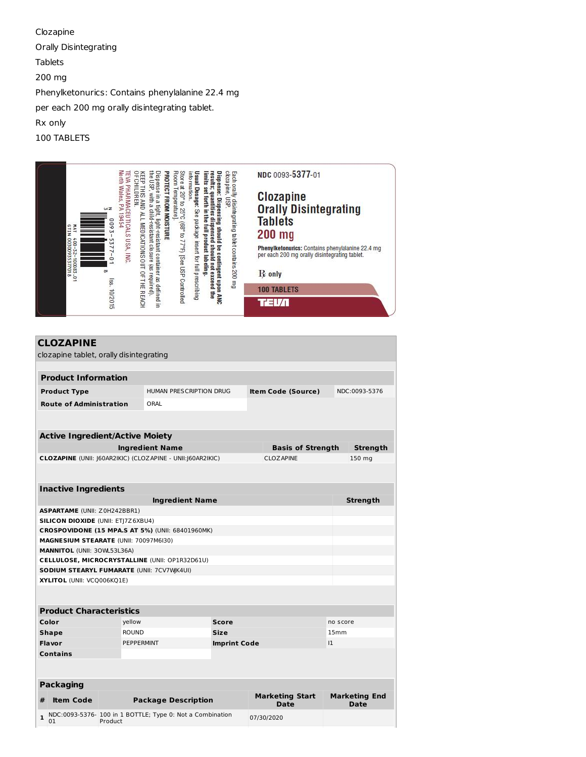Clozapine

Orally Disintegrating

Tablets

200 mg

Phenylketonurics: Contains phenylalanine 22.4 mg

per each 200 mg orally disintegrating tablet.

Rx only

100 TABLETS

Each orally disintegrating tablet contains 200 mg clozapine, USP.

**Dispense: Dispensing should be contingent upon ANC results; quantities dispensed should not exceed the limits set forth in the full product labeling.**

**Usual Dosage:** See package insert for full prescribing information.

Store at 20° to 25°C (68° to 77°F) [See USP Controlled Room Temperature].

**PROTECT FROM MOISTURE**

Dispense in a tight, light-resistant container as defined in the USP, with a child-resistant closure (as required).

KEEP THIS AND ALL MEDICATIONS OUT OF THE REACH OF CHILDREN.

TEVA PHARMACEUTICALS USA, INC.
North Wales, PA 19454

Iss. 10/2015

N 3 0093-5377-01 8

MAT 400-32-100083-01
GTIN 00300935377018

NDC 0093-5377-01

**Clozapine Orally Disintegrating Tablets**

**200 mg**

**Phenylketonurics:** Contains phenylalanine 22.4 mg per each 200 mg orally disintegrating tablet.

℞ only

100 TABLETS

TEVA

## CLOZAPINE

clozapine tablet, orally disintegrating

### Product Information

| | | | |
|---|---|---|---|
| **Product Type** | HUMAN PRESCRIPTION DRUG | **Item Code (Source)** | NDC:0093-5376 |
| **Route of Administration** | ORAL | | |

### Active Ingredient/Active Moiety

| Ingredient Name | Basis of Strength | Strength |
|---|---|---|
| **CLOZAPINE** (UNII: J60AR2IKIC) (CLOZAPINE - UNII:J60AR2IKIC) | CLOZAPINE | 150 mg |

### Inactive Ingredients

| Ingredient Name | Strength |
|---|---|
| **ASPARTAME** (UNII: Z0H242BBR1) | |
| **SILICON DIOXIDE** (UNII: ETJ7Z6XBU4) | |
| **CROSPOVIDONE (15 MPA.S AT 5%)** (UNII: 68401960MK) | |
| **MAGNESIUM STEARATE** (UNII: 70097M6I30) | |
| **MANNITOL** (UNII: 3OWL53L36A) | |
| **CELLULOSE, MICROCRYSTALLINE** (UNII: OP1R32D61U) | |
| **SODIUM STEARYL FUMARATE** (UNII: 7CV7WJK4UI) | |
| **XYLITOL** (UNII: VCQ006KQ1E) | |

### Product Characteristics

| | | | |
|---|---|---|---|
| **Color** | yellow | **Score** | no score |
| **Shape** | ROUND | **Size** | 15mm |
| **Flavor** | PEPPERMINT | **Imprint Code** | I1 |
| **Contains** | | | |

### Packaging

| # | Item Code | Package Description | Marketing Start Date | Marketing End Date |
|---|---|---|---|---|
| 1 | NDC:0093-5376-01 | 100 in 1 BOTTLE; Type 0: Not a Combination Product | 07/30/2020 | |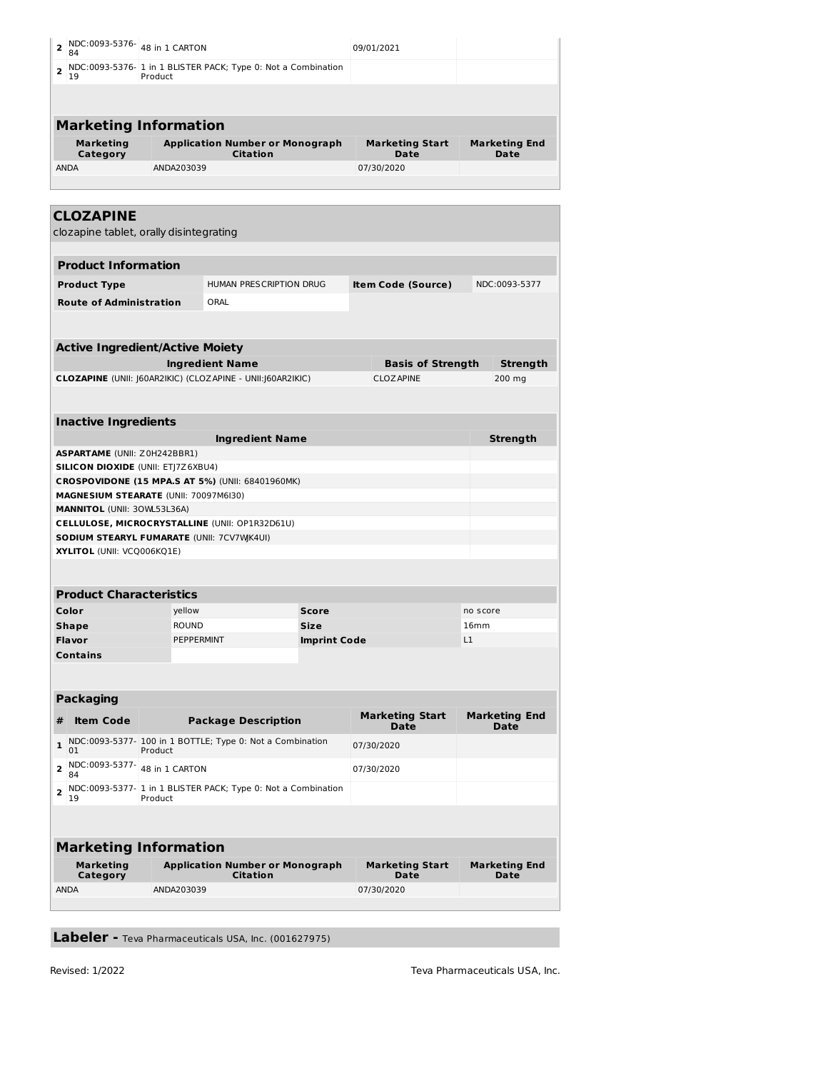| | | | | |
|---|---|---|---|---|
| 2 | NDC:0093-5376-84 | 48 in 1 CARTON | 09/01/2021 | |
| 2 | NDC:0093-5376-19 | 1 in 1 BLISTER PACK; Type 0: Not a Combination Product | | |

| Marketing Information | | | |
|---|---|---|---|
| **Marketing Category** | **Application Number or Monograph Citation** | **Marketing Start Date** | **Marketing End Date** |
| ANDA | ANDA203039 | 07/30/2020 | |

## CLOZAPINE

clozapine tablet, orally disintegrating

| Product Information | | | |
|---|---|---|---|
| **Product Type** | HUMAN PRESCRIPTION DRUG | **Item Code (Source)** | NDC:0093-5377 |
| **Route of Administration** | ORAL | | |

| Active Ingredient/Active Moiety | | |
|---|---|---|
| **Ingredient Name** | **Basis of Strength** | **Strength** |
| **CLOZAPINE** (UNII: J60AR2IKIC) (CLOZAPINE - UNII:J60AR2IKIC) | CLOZAPINE | 200 mg |

| Inactive Ingredients | |
|---|---|
| **Ingredient Name** | **Strength** |
| **ASPARTAME** (UNII: Z0H242BBR1) | |
| **SILICON DIOXIDE** (UNII: ETJ7Z6XBU4) | |
| **CROSPOVIDONE (15 MPA.S AT 5%)** (UNII: 68401960MK) | |
| **MAGNESIUM STEARATE** (UNII: 70097M6I30) | |
| **MANNITOL** (UNII: 3OWL53L36A) | |
| **CELLULOSE, MICROCRYSTALLINE** (UNII: OP1R32D61U) | |
| **SODIUM STEARYL FUMARATE** (UNII: 7CV7WJK4UI) | |
| **XYLITOL** (UNII: VCQ006KQ1E) | |

| Product Characteristics | | | |
|---|---|---|---|
| **Color** | yellow | **Score** | no score |
| **Shape** | ROUND | **Size** | 16mm |
| **Flavor** | PEPPERMINT | **Imprint Code** | L1 |
| **Contains** | | | |

| Packaging | | | | |
|---|---|---|---|---|
| **#** | **Item Code** | **Package Description** | **Marketing Start Date** | **Marketing End Date** |
| 1 | NDC:0093-5377-01 | 100 in 1 BOTTLE; Type 0: Not a Combination Product | 07/30/2020 | |
| 2 | NDC:0093-5377-84 | 48 in 1 CARTON | 07/30/2020 | |
| 2 | NDC:0093-5377-19 | 1 in 1 BLISTER PACK; Type 0: Not a Combination Product | | |

| Marketing Information | | | |
|---|---|---|---|
| **Marketing Category** | **Application Number or Monograph Citation** | **Marketing Start Date** | **Marketing End Date** |
| ANDA | ANDA203039 | 07/30/2020 | |

**Labeler -** Teva Pharmaceuticals USA, Inc. (001627975)

Revised: 1/2022

Teva Pharmaceuticals USA, Inc.